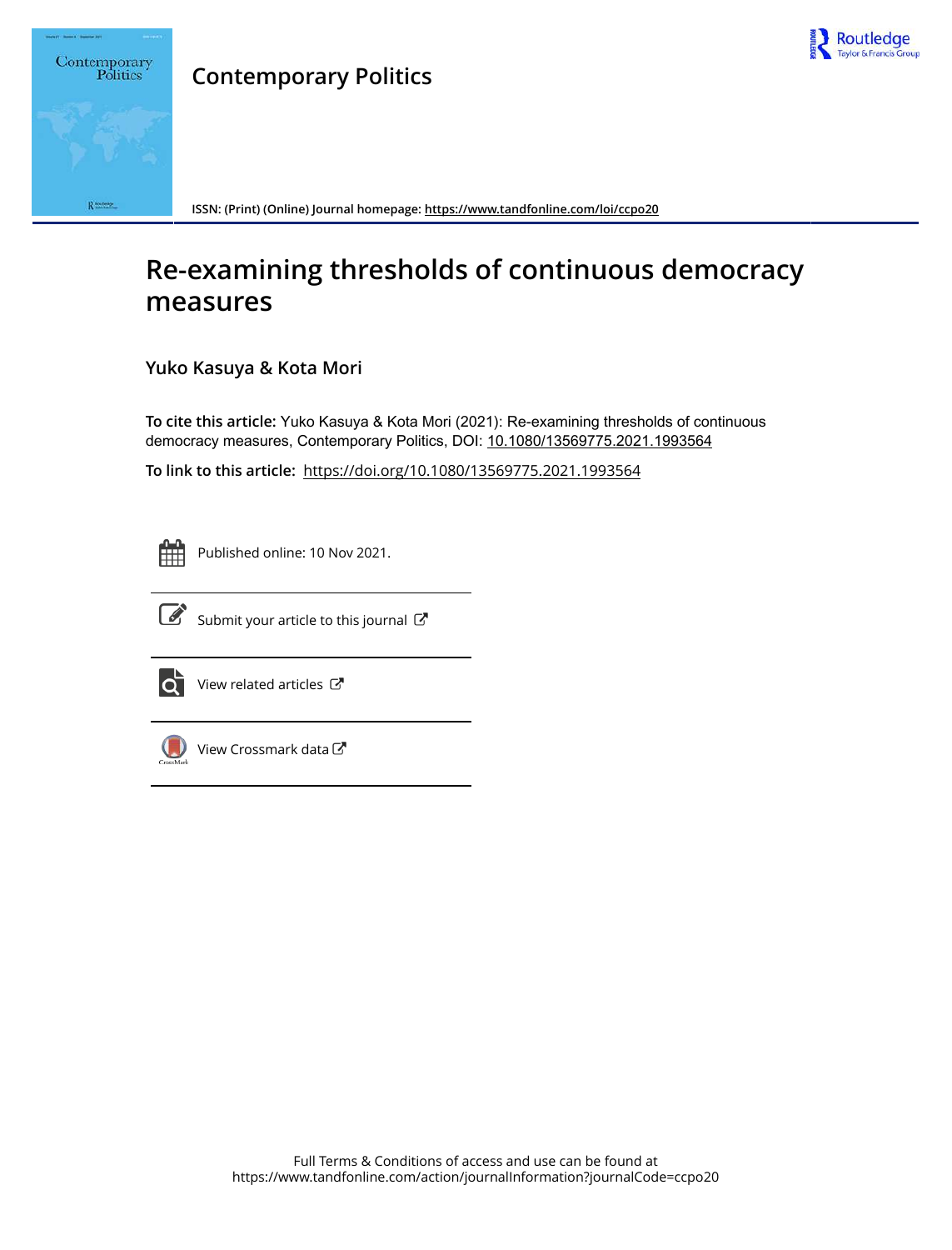# Contemporary Politics

ISSN: (Print) (Online) Journal homepage: https://www.tandfonline.com/loi/ccpo20

# Re-examining thresholds of continuous democracy measures

**Yuko Kasuya & Kota Mori**

**To cite this article:** Yuko Kasuya & Kota Mori (2021): Re-examining thresholds of continuous democracy measures, Contemporary Politics, DOI: 10.1080/13569775.2021.1993564

**To link to this article:** https://doi.org/10.1080/13569775.2021.1993564

Published online: 10 Nov 2021.

Submit your article to this journal

View related articles

View Crossmark data

Full Terms & Conditions of access and use can be found at
https://www.tandfonline.com/action/journalInformation?journalCode=ccpo20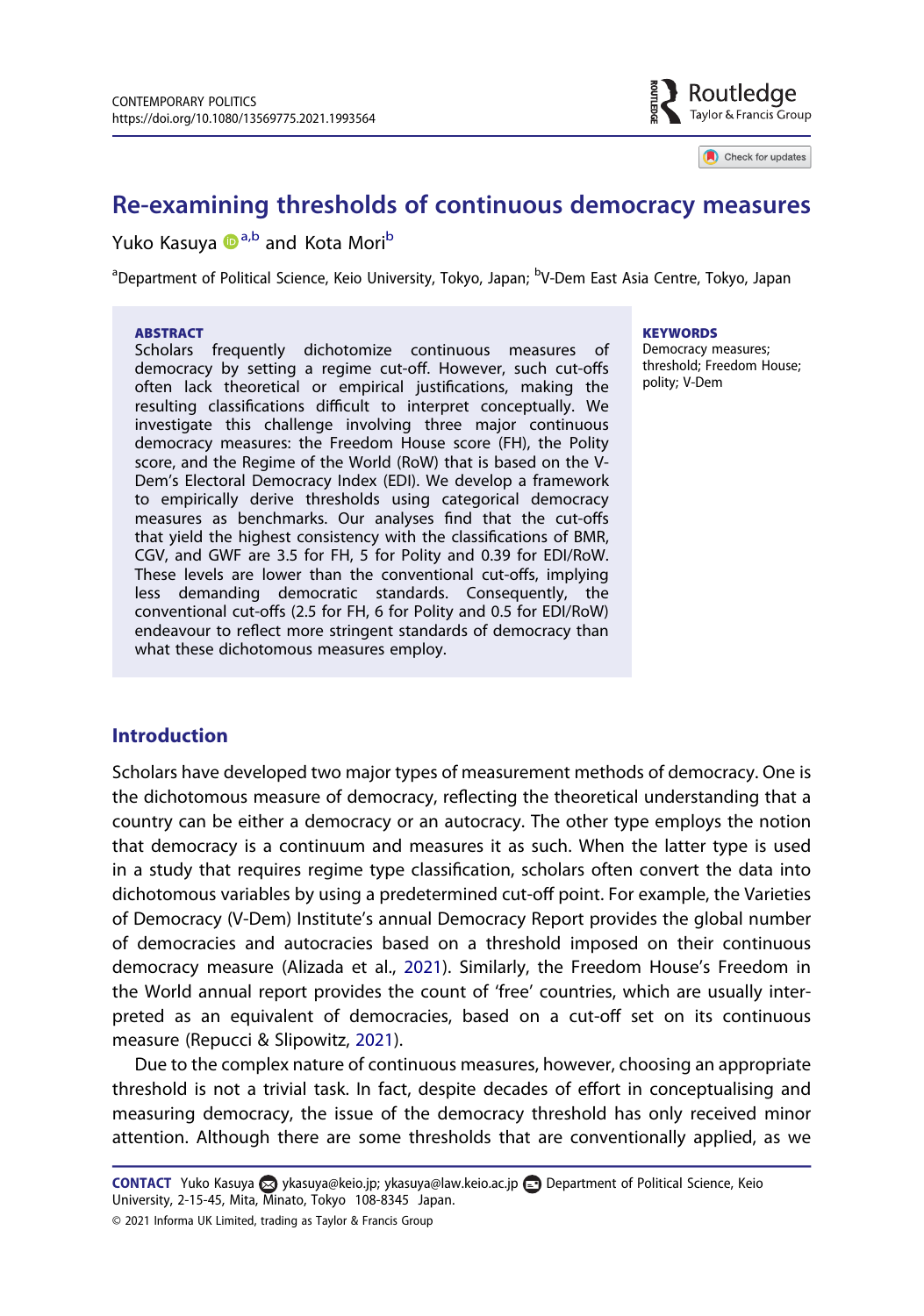# Re-examining thresholds of continuous democracy measures

Yuko Kasuya[a,b] and Kota Mori[b]

[a]Department of Political Science, Keio University, Tokyo, Japan; [b]V-Dem East Asia Centre, Tokyo, Japan

**ABSTRACT**

Scholars frequently dichotomize continuous measures of democracy by setting a regime cut-off. However, such cut-offs often lack theoretical or empirical justifications, making the resulting classifications difficult to interpret conceptually. We investigate this challenge involving three major continuous democracy measures: the Freedom House score (FH), the Polity score, and the Regime of the World (RoW) that is based on the V-Dem's Electoral Democracy Index (EDI). We develop a framework to empirically derive thresholds using categorical democracy measures as benchmarks. Our analyses find that the cut-offs that yield the highest consistency with the classifications of BMR, CGV, and GWF are 3.5 for FH, 5 for Polity and 0.39 for EDI/RoW. These levels are lower than the conventional cut-offs, implying less demanding democratic standards. Consequently, the conventional cut-offs (2.5 for FH, 6 for Polity and 0.5 for EDI/RoW) endeavour to reflect more stringent standards of democracy than what these dichotomous measures employ.

**KEYWORDS**

Democracy measures; threshold; Freedom House; polity; V-Dem

## Introduction

Scholars have developed two major types of measurement methods of democracy. One is the dichotomous measure of democracy, reflecting the theoretical understanding that a country can be either a democracy or an autocracy. The other type employs the notion that democracy is a continuum and measures it as such. When the latter type is used in a study that requires regime type classification, scholars often convert the data into dichotomous variables by using a predetermined cut-off point. For example, the Varieties of Democracy (V-Dem) Institute's annual Democracy Report provides the global number of democracies and autocracies based on a threshold imposed on their continuous democracy measure (Alizada et al., 2021). Similarly, the Freedom House's Freedom in the World annual report provides the count of 'free' countries, which are usually interpreted as an equivalent of democracies, based on a cut-off set on its continuous measure (Repucci & Slipowitz, 2021).

Due to the complex nature of continuous measures, however, choosing an appropriate threshold is not a trivial task. In fact, despite decades of effort in conceptualising and measuring democracy, the issue of the democracy threshold has only received minor attention. Although there are some thresholds that are conventionally applied, as we

**CONTACT** Yuko Kasuya ykasuya@keio.jp; ykasuya@law.keio.ac.jp Department of Political Science, Keio University, 2-15-45, Mita, Minato, Tokyo 108-8345 Japan.

© 2021 Informa UK Limited, trading as Taylor & Francis Group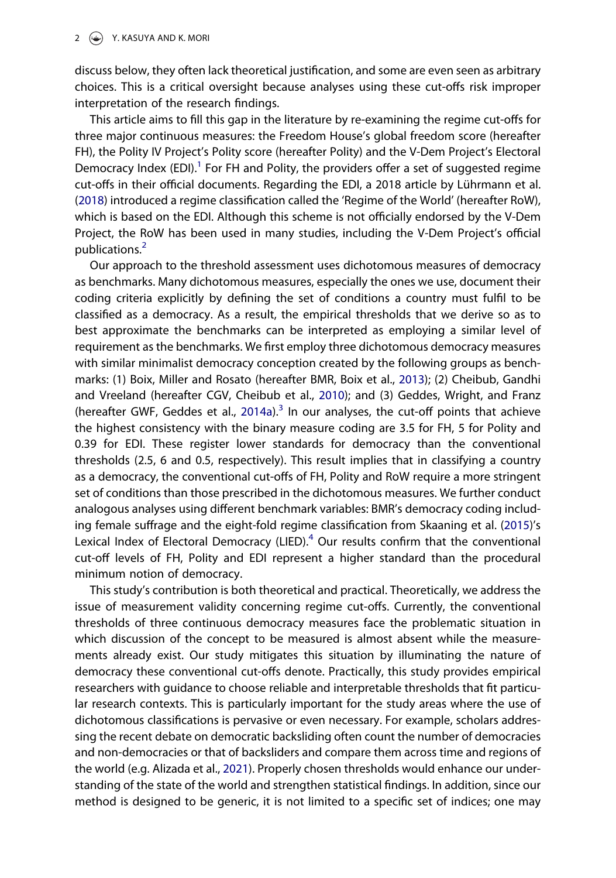discuss below, they often lack theoretical justification, and some are even seen as arbitrary choices. This is a critical oversight because analyses using these cut-offs risk improper interpretation of the research findings.

This article aims to fill this gap in the literature by re-examining the regime cut-offs for three major continuous measures: the Freedom House's global freedom score (hereafter FH), the Polity IV Project's Polity score (hereafter Polity) and the V-Dem Project's Electoral Democracy Index (EDI).[1] For FH and Polity, the providers offer a set of suggested regime cut-offs in their official documents. Regarding the EDI, a 2018 article by Lührmann et al. (2018) introduced a regime classification called the 'Regime of the World' (hereafter RoW), which is based on the EDI. Although this scheme is not officially endorsed by the V-Dem Project, the RoW has been used in many studies, including the V-Dem Project's official publications.[2]

Our approach to the threshold assessment uses dichotomous measures of democracy as benchmarks. Many dichotomous measures, especially the ones we use, document their coding criteria explicitly by defining the set of conditions a country must fulfil to be classified as a democracy. As a result, the empirical thresholds that we derive so as to best approximate the benchmarks can be interpreted as employing a similar level of requirement as the benchmarks. We first employ three dichotomous democracy measures with similar minimalist democracy conception created by the following groups as benchmarks: (1) Boix, Miller and Rosato (hereafter BMR, Boix et al., 2013); (2) Cheibub, Gandhi and Vreeland (hereafter CGV, Cheibub et al., 2010); and (3) Geddes, Wright, and Franz (hereafter GWF, Geddes et al., 2014a).[3] In our analyses, the cut-off points that achieve the highest consistency with the binary measure coding are 3.5 for FH, 5 for Polity and 0.39 for EDI. These register lower standards for democracy than the conventional thresholds (2.5, 6 and 0.5, respectively). This result implies that in classifying a country as a democracy, the conventional cut-offs of FH, Polity and RoW require a more stringent set of conditions than those prescribed in the dichotomous measures. We further conduct analogous analyses using different benchmark variables: BMR's democracy coding including female suffrage and the eight-fold regime classification from Skaaning et al. (2015)'s Lexical Index of Electoral Democracy (LIED).[4] Our results confirm that the conventional cut-off levels of FH, Polity and EDI represent a higher standard than the procedural minimum notion of democracy.

This study's contribution is both theoretical and practical. Theoretically, we address the issue of measurement validity concerning regime cut-offs. Currently, the conventional thresholds of three continuous democracy measures face the problematic situation in which discussion of the concept to be measured is almost absent while the measurements already exist. Our study mitigates this situation by illuminating the nature of democracy these conventional cut-offs denote. Practically, this study provides empirical researchers with guidance to choose reliable and interpretable thresholds that fit particular research contexts. This is particularly important for the study areas where the use of dichotomous classifications is pervasive or even necessary. For example, scholars addressing the recent debate on democratic backsliding often count the number of democracies and non-democracies or that of backsliders and compare them across time and regions of the world (e.g. Alizada et al., 2021). Properly chosen thresholds would enhance our understanding of the state of the world and strengthen statistical findings. In addition, since our method is designed to be generic, it is not limited to a specific set of indices; one may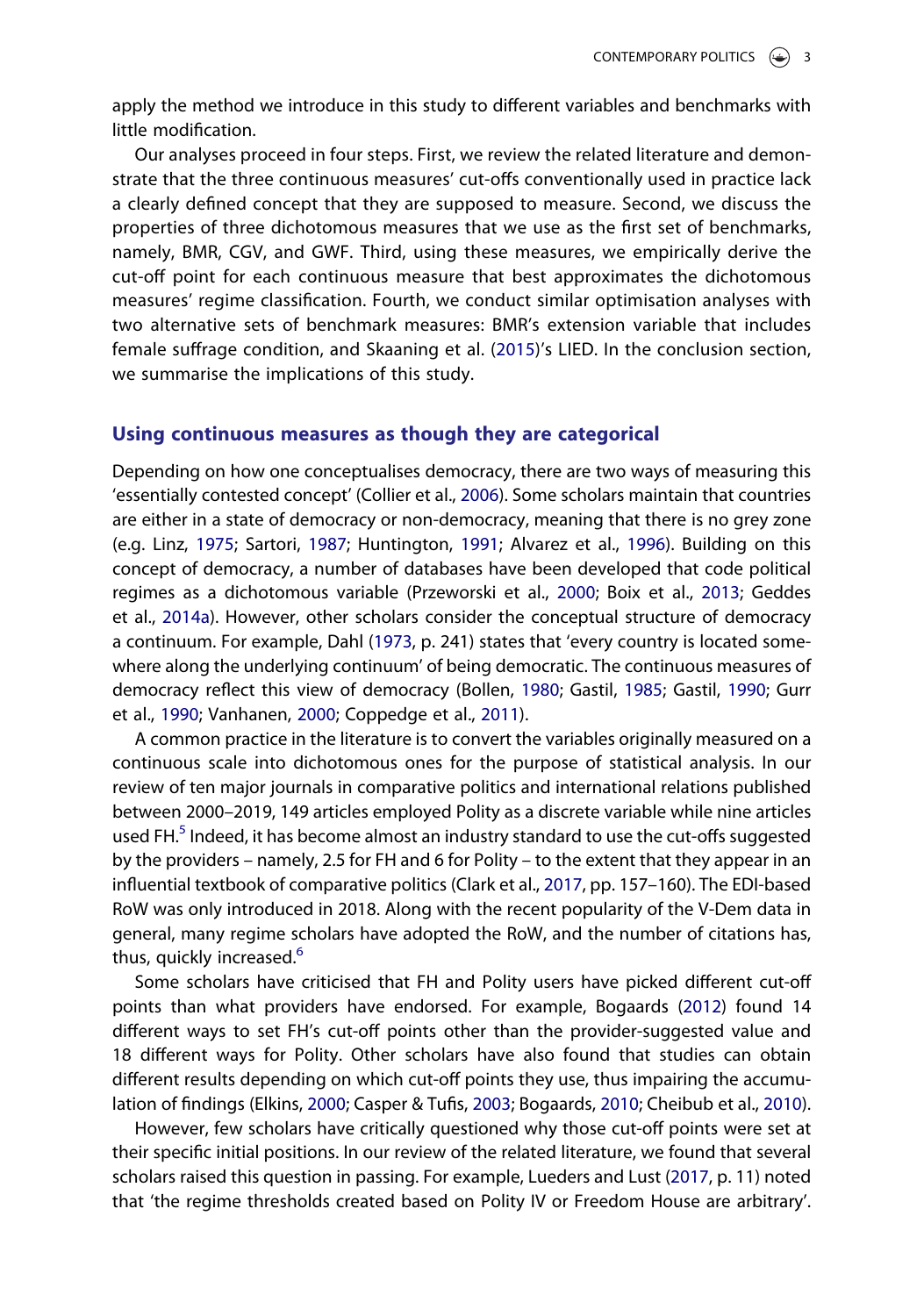apply the method we introduce in this study to different variables and benchmarks with little modification.

Our analyses proceed in four steps. First, we review the related literature and demonstrate that the three continuous measures' cut-offs conventionally used in practice lack a clearly defined concept that they are supposed to measure. Second, we discuss the properties of three dichotomous measures that we use as the first set of benchmarks, namely, BMR, CGV, and GWF. Third, using these measures, we empirically derive the cut-off point for each continuous measure that best approximates the dichotomous measures' regime classification. Fourth, we conduct similar optimisation analyses with two alternative sets of benchmark measures: BMR's extension variable that includes female suffrage condition, and Skaaning et al. (2015)'s LIED. In the conclusion section, we summarise the implications of this study.

## Using continuous measures as though they are categorical

Depending on how one conceptualises democracy, there are two ways of measuring this 'essentially contested concept' (Collier et al., 2006). Some scholars maintain that countries are either in a state of democracy or non-democracy, meaning that there is no grey zone (e.g. Linz, 1975; Sartori, 1987; Huntington, 1991; Alvarez et al., 1996). Building on this concept of democracy, a number of databases have been developed that code political regimes as a dichotomous variable (Przeworski et al., 2000; Boix et al., 2013; Geddes et al., 2014a). However, other scholars consider the conceptual structure of democracy a continuum. For example, Dahl (1973, p. 241) states that 'every country is located somewhere along the underlying continuum' of being democratic. The continuous measures of democracy reflect this view of democracy (Bollen, 1980; Gastil, 1985; Gastil, 1990; Gurr et al., 1990; Vanhanen, 2000; Coppedge et al., 2011).

A common practice in the literature is to convert the variables originally measured on a continuous scale into dichotomous ones for the purpose of statistical analysis. In our review of ten major journals in comparative politics and international relations published between 2000–2019, 149 articles employed Polity as a discrete variable while nine articles used FH.[5] Indeed, it has become almost an industry standard to use the cut-offs suggested by the providers – namely, 2.5 for FH and 6 for Polity – to the extent that they appear in an influential textbook of comparative politics (Clark et al., 2017, pp. 157–160). The EDI-based RoW was only introduced in 2018. Along with the recent popularity of the V-Dem data in general, many regime scholars have adopted the RoW, and the number of citations has, thus, quickly increased.[6]

Some scholars have criticised that FH and Polity users have picked different cut-off points than what providers have endorsed. For example, Bogaards (2012) found 14 different ways to set FH's cut-off points other than the provider-suggested value and 18 different ways for Polity. Other scholars have also found that studies can obtain different results depending on which cut-off points they use, thus impairing the accumulation of findings (Elkins, 2000; Casper & Tufis, 2003; Bogaards, 2010; Cheibub et al., 2010).

However, few scholars have critically questioned why those cut-off points were set at their specific initial positions. In our review of the related literature, we found that several scholars raised this question in passing. For example, Lueders and Lust (2017, p. 11) noted that 'the regime thresholds created based on Polity IV or Freedom House are arbitrary'.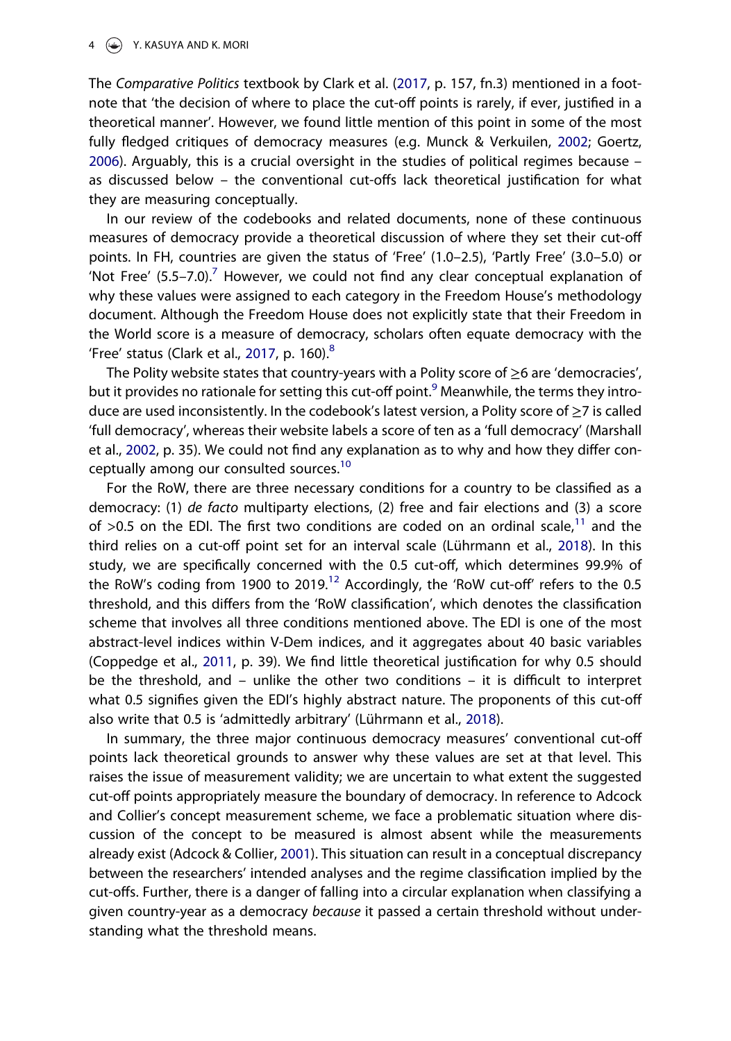The *Comparative Politics* textbook by Clark et al. (2017, p. 157, fn.3) mentioned in a footnote that 'the decision of where to place the cut-off points is rarely, if ever, justified in a theoretical manner'. However, we found little mention of this point in some of the most fully fledged critiques of democracy measures (e.g. Munck & Verkuilen, 2002; Goertz, 2006). Arguably, this is a crucial oversight in the studies of political regimes because – as discussed below – the conventional cut-offs lack theoretical justification for what they are measuring conceptually.

In our review of the codebooks and related documents, none of these continuous measures of democracy provide a theoretical discussion of where they set their cut-off points. In FH, countries are given the status of 'Free' (1.0–2.5), 'Partly Free' (3.0–5.0) or 'Not Free' (5.5–7.0).[7] However, we could not find any clear conceptual explanation of why these values were assigned to each category in the Freedom House's methodology document. Although the Freedom House does not explicitly state that their Freedom in the World score is a measure of democracy, scholars often equate democracy with the 'Free' status (Clark et al., 2017, p. 160).[8]

The Polity website states that country-years with a Polity score of ≥6 are 'democracies', but it provides no rationale for setting this cut-off point.[9] Meanwhile, the terms they introduce are used inconsistently. In the codebook's latest version, a Polity score of ≥7 is called 'full democracy', whereas their website labels a score of ten as a 'full democracy' (Marshall et al., 2002, p. 35). We could not find any explanation as to why and how they differ conceptually among our consulted sources.[10]

For the RoW, there are three necessary conditions for a country to be classified as a democracy: (1) *de facto* multiparty elections, (2) free and fair elections and (3) a score of >0.5 on the EDI. The first two conditions are coded on an ordinal scale,[11] and the third relies on a cut-off point set for an interval scale (Lührmann et al., 2018). In this study, we are specifically concerned with the 0.5 cut-off, which determines 99.9% of the RoW's coding from 1900 to 2019.[12] Accordingly, the 'RoW cut-off' refers to the 0.5 threshold, and this differs from the 'RoW classification', which denotes the classification scheme that involves all three conditions mentioned above. The EDI is one of the most abstract-level indices within V-Dem indices, and it aggregates about 40 basic variables (Coppedge et al., 2011, p. 39). We find little theoretical justification for why 0.5 should be the threshold, and – unlike the other two conditions – it is difficult to interpret what 0.5 signifies given the EDI's highly abstract nature. The proponents of this cut-off also write that 0.5 is 'admittedly arbitrary' (Lührmann et al., 2018).

In summary, the three major continuous democracy measures' conventional cut-off points lack theoretical grounds to answer why these values are set at that level. This raises the issue of measurement validity; we are uncertain to what extent the suggested cut-off points appropriately measure the boundary of democracy. In reference to Adcock and Collier's concept measurement scheme, we face a problematic situation where discussion of the concept to be measured is almost absent while the measurements already exist (Adcock & Collier, 2001). This situation can result in a conceptual discrepancy between the researchers' intended analyses and the regime classification implied by the cut-offs. Further, there is a danger of falling into a circular explanation when classifying a given country-year as a democracy *because* it passed a certain threshold without understanding what the threshold means.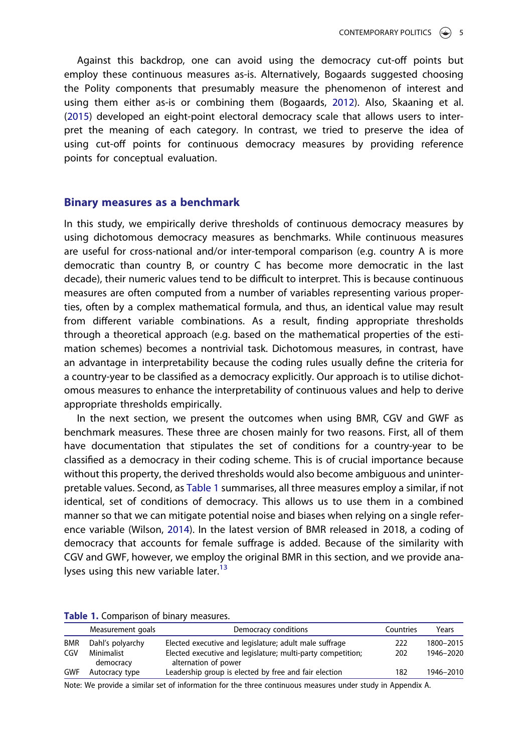Against this backdrop, one can avoid using the democracy cut-off points but employ these continuous measures as-is. Alternatively, Bogaards suggested choosing the Polity components that presumably measure the phenomenon of interest and using them either as-is or combining them (Bogaards, 2012). Also, Skaaning et al. (2015) developed an eight-point electoral democracy scale that allows users to interpret the meaning of each category. In contrast, we tried to preserve the idea of using cut-off points for continuous democracy measures by providing reference points for conceptual evaluation.

## Binary measures as a benchmark

In this study, we empirically derive thresholds of continuous democracy measures by using dichotomous democracy measures as benchmarks. While continuous measures are useful for cross-national and/or inter-temporal comparison (e.g. country A is more democratic than country B, or country C has become more democratic in the last decade), their numeric values tend to be difficult to interpret. This is because continuous measures are often computed from a number of variables representing various properties, often by a complex mathematical formula, and thus, an identical value may result from different variable combinations. As a result, finding appropriate thresholds through a theoretical approach (e.g. based on the mathematical properties of the estimation schemes) becomes a nontrivial task. Dichotomous measures, in contrast, have an advantage in interpretability because the coding rules usually define the criteria for a country-year to be classified as a democracy explicitly. Our approach is to utilise dichotomous measures to enhance the interpretability of continuous values and help to derive appropriate thresholds empirically.

In the next section, we present the outcomes when using BMR, CGV and GWF as benchmark measures. These three are chosen mainly for two reasons. First, all of them have documentation that stipulates the set of conditions for a country-year to be classified as a democracy in their coding scheme. This is of crucial importance because without this property, the derived thresholds would also become ambiguous and uninterpretable values. Second, as Table 1 summarises, all three measures employ a similar, if not identical, set of conditions of democracy. This allows us to use them in a combined manner so that we can mitigate potential noise and biases when relying on a single reference variable (Wilson, 2014). In the latest version of BMR released in 2018, a coding of democracy that accounts for female suffrage is added. Because of the similarity with CGV and GWF, however, we employ the original BMR in this section, and we provide analyses using this new variable later.[13]

**Table 1.** Comparison of binary measures.

| | Measurement goals | Democracy conditions | Countries | Years |
|---|---|---|---|---|
| BMR | Dahl's polyarchy | Elected executive and legislature; adult male suffrage | 222 | 1800–2015 |
| CGV | Minimalist democracy | Elected executive and legislature; multi-party competition; alternation of power | 202 | 1946–2020 |
| GWF | Autocracy type | Leadership group is elected by free and fair election | 182 | 1946–2010 |

Note: We provide a similar set of information for the three continuous measures under study in Appendix A.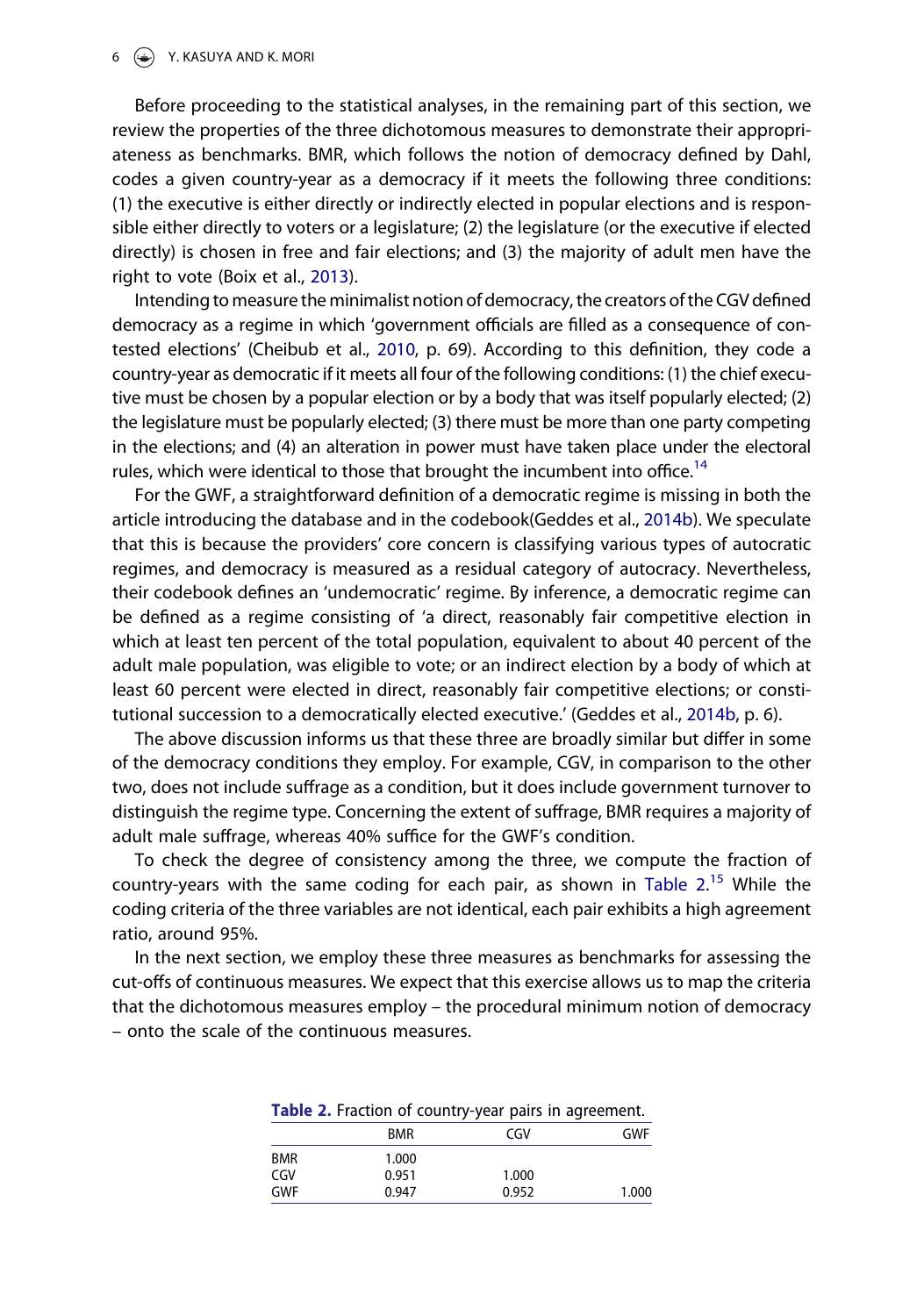Before proceeding to the statistical analyses, in the remaining part of this section, we review the properties of the three dichotomous measures to demonstrate their appropriateness as benchmarks. BMR, which follows the notion of democracy defined by Dahl, codes a given country-year as a democracy if it meets the following three conditions: (1) the executive is either directly or indirectly elected in popular elections and is responsible either directly to voters or a legislature; (2) the legislature (or the executive if elected directly) is chosen in free and fair elections; and (3) the majority of adult men have the right to vote (Boix et al., 2013).

Intending to measure the minimalist notion of democracy, the creators of the CGV defined democracy as a regime in which 'government officials are filled as a consequence of contested elections' (Cheibub et al., 2010, p. 69). According to this definition, they code a country-year as democratic if it meets all four of the following conditions: (1) the chief executive must be chosen by a popular election or by a body that was itself popularly elected; (2) the legislature must be popularly elected; (3) there must be more than one party competing in the elections; and (4) an alteration in power must have taken place under the electoral rules, which were identical to those that brought the incumbent into office.[14]

For the GWF, a straightforward definition of a democratic regime is missing in both the article introducing the database and in the codebook(Geddes et al., 2014b). We speculate that this is because the providers' core concern is classifying various types of autocratic regimes, and democracy is measured as a residual category of autocracy. Nevertheless, their codebook defines an 'undemocratic' regime. By inference, a democratic regime can be defined as a regime consisting of 'a direct, reasonably fair competitive election in which at least ten percent of the total population, equivalent to about 40 percent of the adult male population, was eligible to vote; or an indirect election by a body of which at least 60 percent were elected in direct, reasonably fair competitive elections; or constitutional succession to a democratically elected executive.' (Geddes et al., 2014b, p. 6).

The above discussion informs us that these three are broadly similar but differ in some of the democracy conditions they employ. For example, CGV, in comparison to the other two, does not include suffrage as a condition, but it does include government turnover to distinguish the regime type. Concerning the extent of suffrage, BMR requires a majority of adult male suffrage, whereas 40% suffice for the GWF's condition.

To check the degree of consistency among the three, we compute the fraction of country-years with the same coding for each pair, as shown in Table 2.[15] While the coding criteria of the three variables are not identical, each pair exhibits a high agreement ratio, around 95%.

In the next section, we employ these three measures as benchmarks for assessing the cut-offs of continuous measures. We expect that this exercise allows us to map the criteria that the dichotomous measures employ – the procedural minimum notion of democracy – onto the scale of the continuous measures.

**Table 2.** Fraction of country-year pairs in agreement.

| | BMR | CGV | GWF |
|---|---|---|---|
| BMR | 1.000 | | |
| CGV | 0.951 | 1.000 | |
| GWF | 0.947 | 0.952 | 1.000 |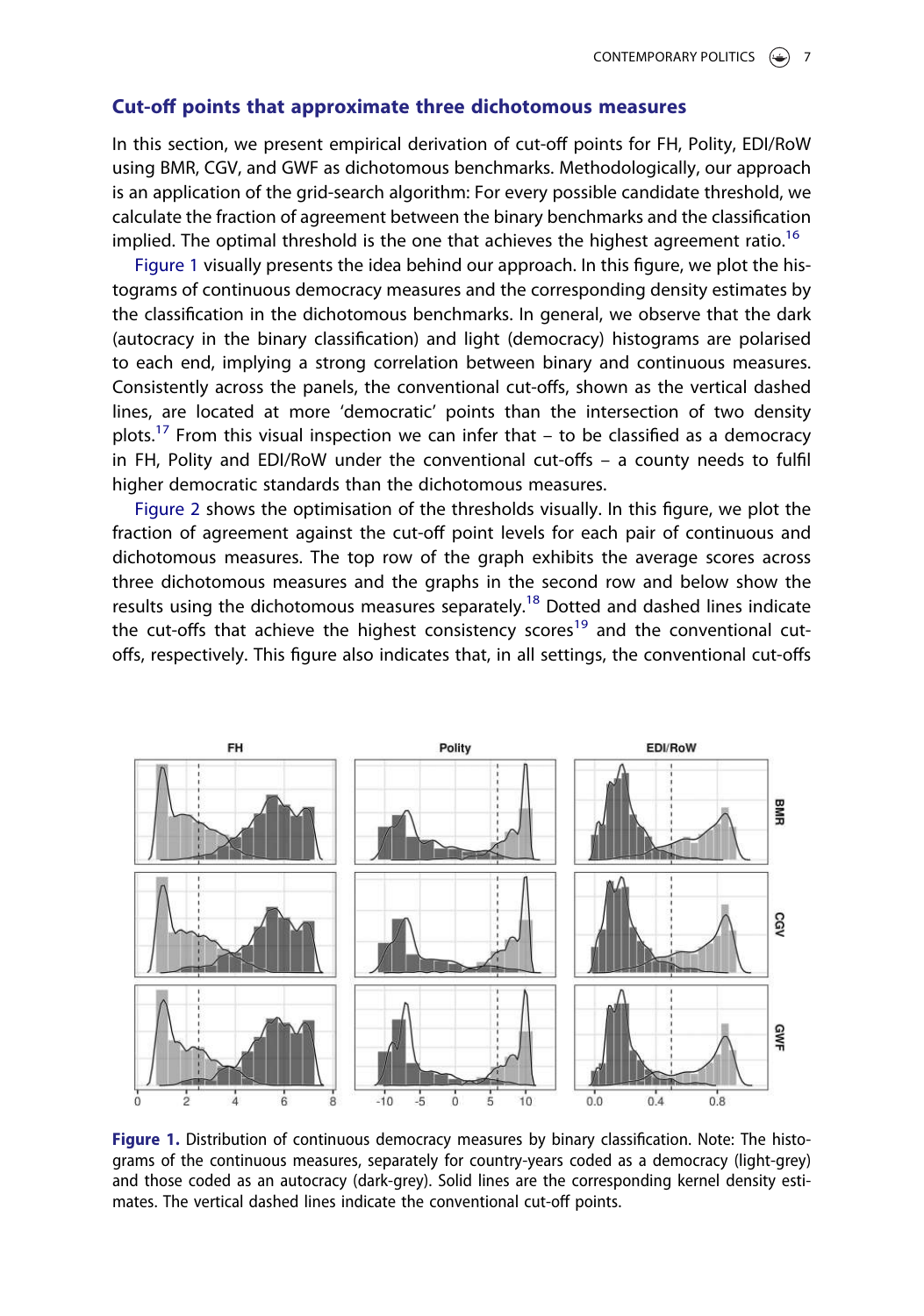## Cut-off points that approximate three dichotomous measures

In this section, we present empirical derivation of cut-off points for FH, Polity, EDI/RoW using BMR, CGV, and GWF as dichotomous benchmarks. Methodologically, our approach is an application of the grid-search algorithm: For every possible candidate threshold, we calculate the fraction of agreement between the binary benchmarks and the classification implied. The optimal threshold is the one that achieves the highest agreement ratio.[16]

Figure 1 visually presents the idea behind our approach. In this figure, we plot the histograms of continuous democracy measures and the corresponding density estimates by the classification in the dichotomous benchmarks. In general, we observe that the dark (autocracy in the binary classification) and light (democracy) histograms are polarised to each end, implying a strong correlation between binary and continuous measures. Consistently across the panels, the conventional cut-offs, shown as the vertical dashed lines, are located at more 'democratic' points than the intersection of two density plots.[17] From this visual inspection we can infer that – to be classified as a democracy in FH, Polity and EDI/RoW under the conventional cut-offs – a county needs to fulfil higher democratic standards than the dichotomous measures.

Figure 2 shows the optimisation of the thresholds visually. In this figure, we plot the fraction of agreement against the cut-off point levels for each pair of continuous and dichotomous measures. The top row of the graph exhibits the average scores across three dichotomous measures and the graphs in the second row and below show the results using the dichotomous measures separately.[18] Dotted and dashed lines indicate the cut-offs that achieve the highest consistency scores[19] and the conventional cut-offs, respectively. This figure also indicates that, in all settings, the conventional cut-offs

**Figure 1.** Distribution of continuous democracy measures by binary classification. Note: The histograms of the continuous measures, separately for country-years coded as a democracy (light-grey) and those coded as an autocracy (dark-grey). Solid lines are the corresponding kernel density estimates. The vertical dashed lines indicate the conventional cut-off points.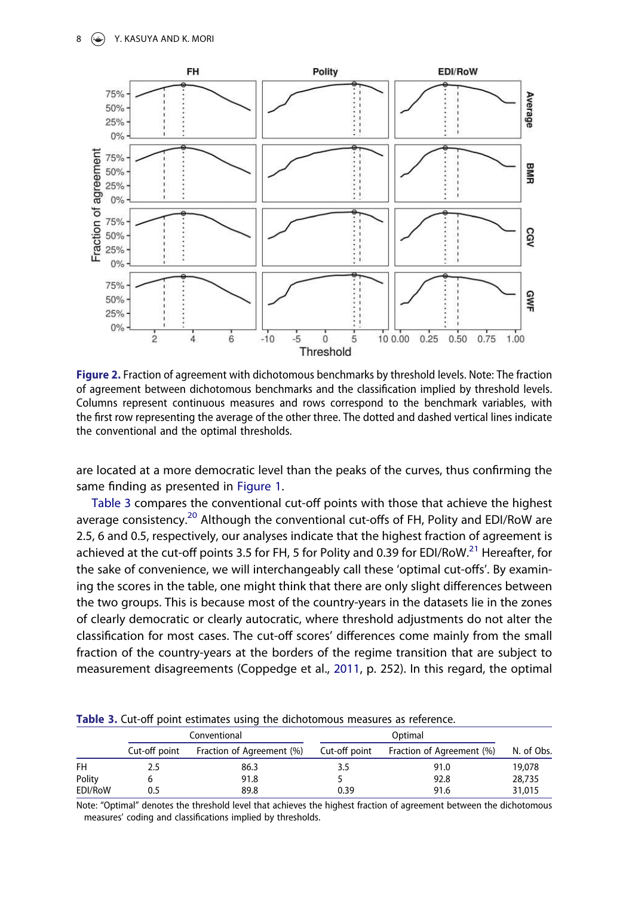**Figure 2.** Fraction of agreement with dichotomous benchmarks by threshold levels. Note: The fraction of agreement between dichotomous benchmarks and the classification implied by threshold levels. Columns represent continuous measures and rows correspond to the benchmark variables, with the first row representing the average of the other three. The dotted and dashed vertical lines indicate the conventional and the optimal thresholds.

are located at a more democratic level than the peaks of the curves, thus confirming the same finding as presented in Figure 1.

Table 3 compares the conventional cut-off points with those that achieve the highest average consistency.[20] Although the conventional cut-offs of FH, Polity and EDI/RoW are 2.5, 6 and 0.5, respectively, our analyses indicate that the highest fraction of agreement is achieved at the cut-off points 3.5 for FH, 5 for Polity and 0.39 for EDI/RoW.[21] Hereafter, for the sake of convenience, we will interchangeably call these 'optimal cut-offs'. By examining the scores in the table, one might think that there are only slight differences between the two groups. This is because most of the country-years in the datasets lie in the zones of clearly democratic or clearly autocratic, where threshold adjustments do not alter the classification for most cases. The cut-off scores' differences come mainly from the small fraction of the country-years at the borders of the regime transition that are subject to measurement disagreements (Coppedge et al., 2011, p. 252). In this regard, the optimal

**Table 3.** Cut-off point estimates using the dichotomous measures as reference.

| | Conventional | | Optimal | | |
|---|---|---|---|---|---|
| | Cut-off point | Fraction of Agreement (%) | Cut-off point | Fraction of Agreement (%) | N. of Obs. |
| FH | 2.5 | 86.3 | 3.5 | 91.0 | 19,078 |
| Polity | 6 | 91.8 | 5 | 92.8 | 28,735 |
| EDI/RoW | 0.5 | 89.8 | 0.39 | 91.6 | 31,015 |

Note: "Optimal" denotes the threshold level that achieves the highest fraction of agreement between the dichotomous measures' coding and classifications implied by thresholds.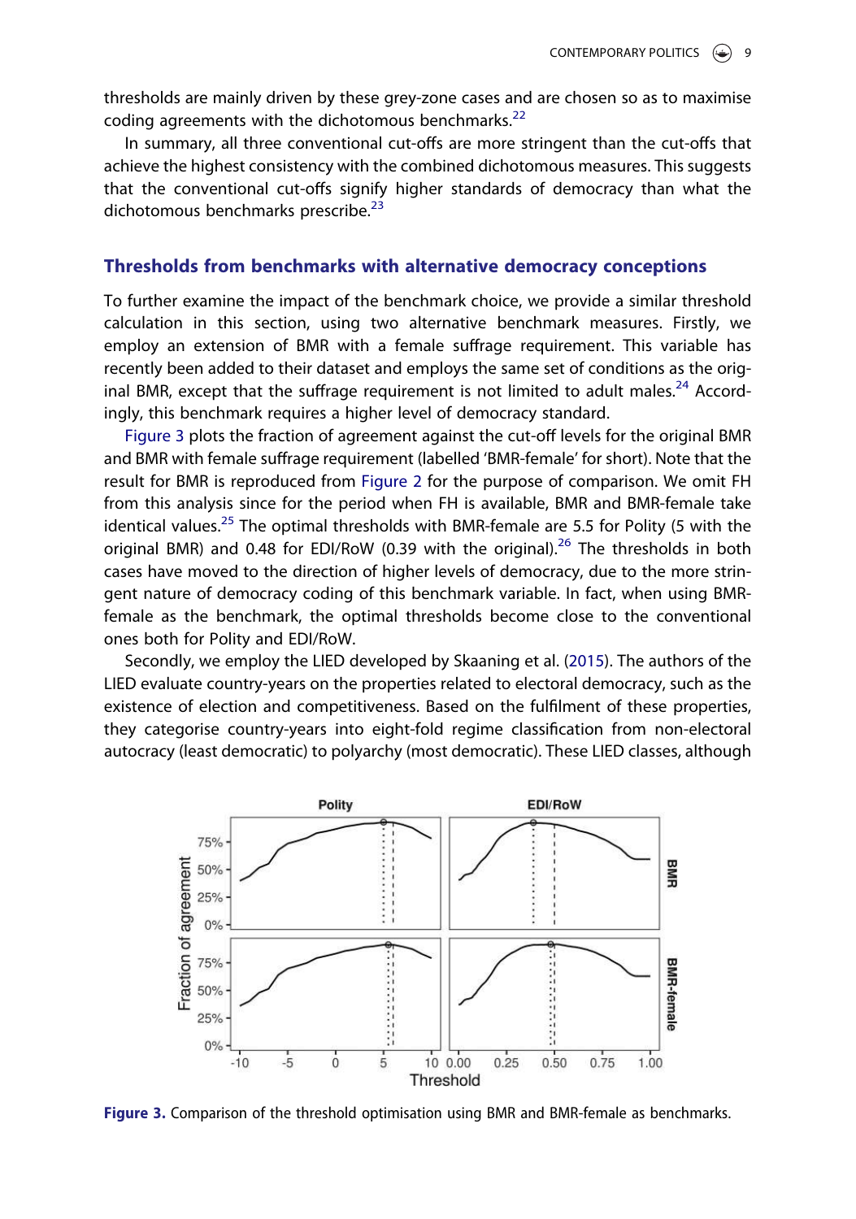thresholds are mainly driven by these grey-zone cases and are chosen so as to maximise coding agreements with the dichotomous benchmarks.[22]

In summary, all three conventional cut-offs are more stringent than the cut-offs that achieve the highest consistency with the combined dichotomous measures. This suggests that the conventional cut-offs signify higher standards of democracy than what the dichotomous benchmarks prescribe.[23]

## Thresholds from benchmarks with alternative democracy conceptions

To further examine the impact of the benchmark choice, we provide a similar threshold calculation in this section, using two alternative benchmark measures. Firstly, we employ an extension of BMR with a female suffrage requirement. This variable has recently been added to their dataset and employs the same set of conditions as the original BMR, except that the suffrage requirement is not limited to adult males.[24] Accordingly, this benchmark requires a higher level of democracy standard.

Figure 3 plots the fraction of agreement against the cut-off levels for the original BMR and BMR with female suffrage requirement (labelled 'BMR-female' for short). Note that the result for BMR is reproduced from Figure 2 for the purpose of comparison. We omit FH from this analysis since for the period when FH is available, BMR and BMR-female take identical values.[25] The optimal thresholds with BMR-female are 5.5 for Polity (5 with the original BMR) and 0.48 for EDI/RoW (0.39 with the original).[26] The thresholds in both cases have moved to the direction of higher levels of democracy, due to the more stringent nature of democracy coding of this benchmark variable. In fact, when using BMR-female as the benchmark, the optimal thresholds become close to the conventional ones both for Polity and EDI/RoW.

Secondly, we employ the LIED developed by Skaaning et al. (2015). The authors of the LIED evaluate country-years on the properties related to electoral democracy, such as the existence of election and competitiveness. Based on the fulfilment of these properties, they categorise country-years into eight-fold regime classification from non-electoral autocracy (least democratic) to polyarchy (most democratic). These LIED classes, although

**Figure 3.** Comparison of the threshold optimisation using BMR and BMR-female as benchmarks.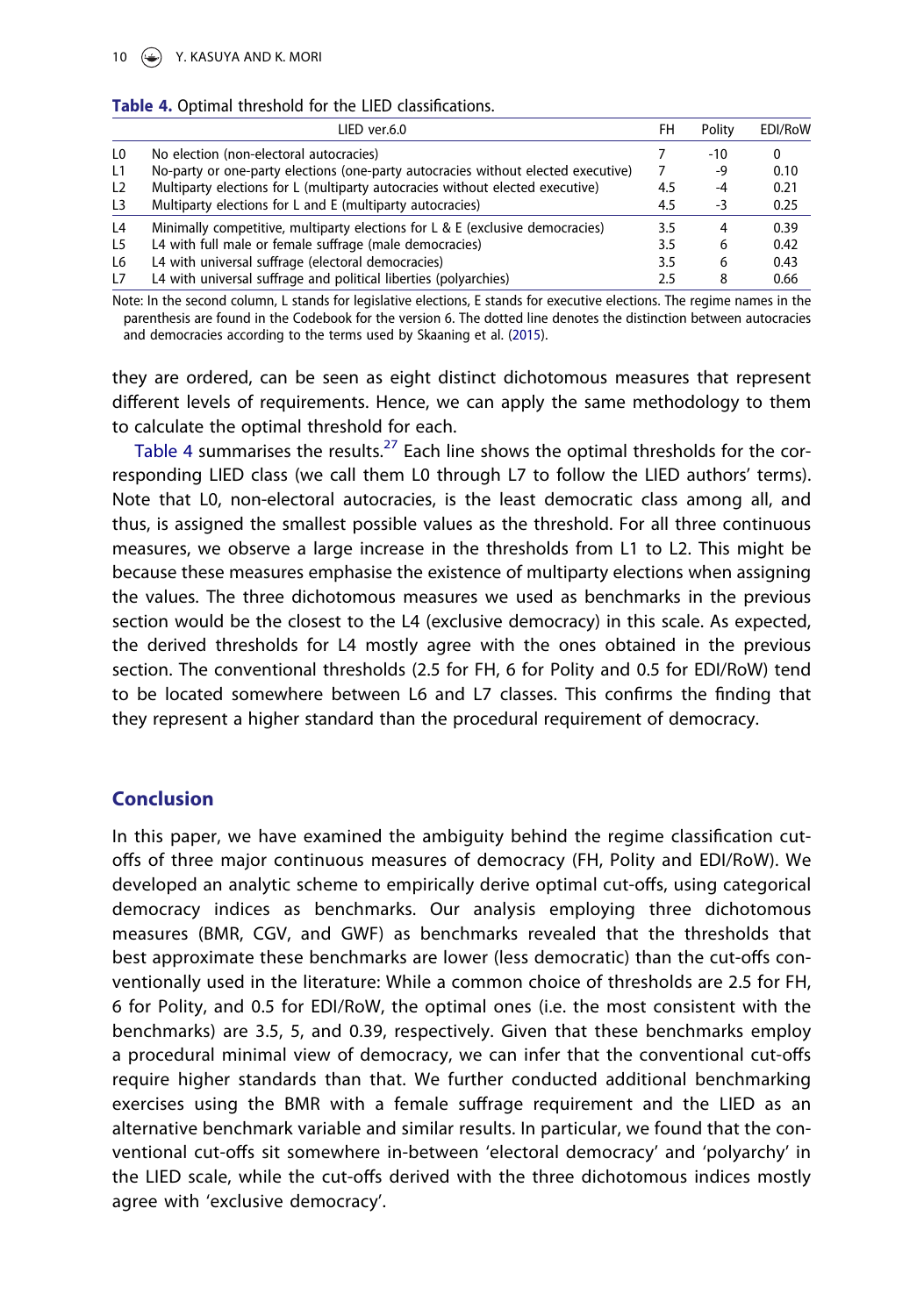**Table 4.** Optimal threshold for the LIED classifications.

| | LIED ver.6.0 | FH | Polity | EDI/RoW |
|---|---|---|---|---|
| L0 | No election (non-electoral autocracies) | 7 | -10 | 0 |
| L1 | No-party or one-party elections (one-party autocracies without elected executive) | 7 | -9 | 0.10 |
| L2 | Multiparty elections for L (multiparty autocracies without elected executive) | 4.5 | -4 | 0.21 |
| L3 | Multiparty elections for L and E (multiparty autocracies) | 4.5 | -3 | 0.25 |
| L4 | Minimally competitive, multiparty elections for L & E (exclusive democracies) | 3.5 | 4 | 0.39 |
| L5 | L4 with full male or female suffrage (male democracies) | 3.5 | 6 | 0.42 |
| L6 | L4 with universal suffrage (electoral democracies) | 3.5 | 6 | 0.43 |
| L7 | L4 with universal suffrage and political liberties (polyarchies) | 2.5 | 8 | 0.66 |

Note: In the second column, L stands for legislative elections, E stands for executive elections. The regime names in the parenthesis are found in the Codebook for the version 6. The dotted line denotes the distinction between autocracies and democracies according to the terms used by Skaaning et al. (2015).

they are ordered, can be seen as eight distinct dichotomous measures that represent different levels of requirements. Hence, we can apply the same methodology to them to calculate the optimal threshold for each.

Table 4 summarises the results.[27] Each line shows the optimal thresholds for the corresponding LIED class (we call them L0 through L7 to follow the LIED authors' terms). Note that L0, non-electoral autocracies, is the least democratic class among all, and thus, is assigned the smallest possible values as the threshold. For all three continuous measures, we observe a large increase in the thresholds from L1 to L2. This might be because these measures emphasise the existence of multiparty elections when assigning the values. The three dichotomous measures we used as benchmarks in the previous section would be the closest to the L4 (exclusive democracy) in this scale. As expected, the derived thresholds for L4 mostly agree with the ones obtained in the previous section. The conventional thresholds (2.5 for FH, 6 for Polity and 0.5 for EDI/RoW) tend to be located somewhere between L6 and L7 classes. This confirms the finding that they represent a higher standard than the procedural requirement of democracy.

## Conclusion

In this paper, we have examined the ambiguity behind the regime classification cut-offs of three major continuous measures of democracy (FH, Polity and EDI/RoW). We developed an analytic scheme to empirically derive optimal cut-offs, using categorical democracy indices as benchmarks. Our analysis employing three dichotomous measures (BMR, CGV, and GWF) as benchmarks revealed that the thresholds that best approximate these benchmarks are lower (less democratic) than the cut-offs conventionally used in the literature: While a common choice of thresholds are 2.5 for FH, 6 for Polity, and 0.5 for EDI/RoW, the optimal ones (i.e. the most consistent with the benchmarks) are 3.5, 5, and 0.39, respectively. Given that these benchmarks employ a procedural minimal view of democracy, we can infer that the conventional cut-offs require higher standards than that. We further conducted additional benchmarking exercises using the BMR with a female suffrage requirement and the LIED as an alternative benchmark variable and similar results. In particular, we found that the conventional cut-offs sit somewhere in-between 'electoral democracy' and 'polyarchy' in the LIED scale, while the cut-offs derived with the three dichotomous indices mostly agree with 'exclusive democracy'.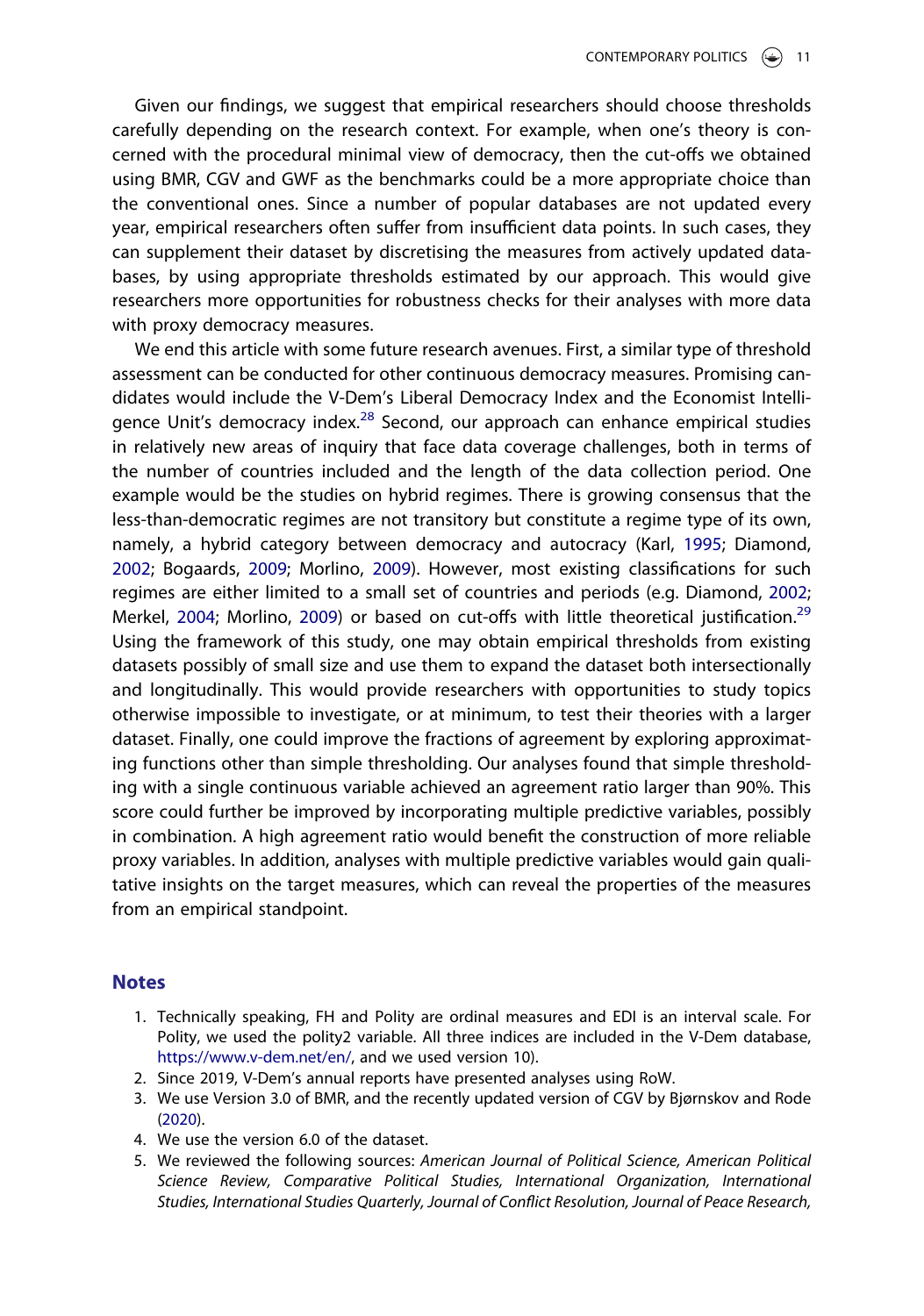Given our findings, we suggest that empirical researchers should choose thresholds carefully depending on the research context. For example, when one's theory is concerned with the procedural minimal view of democracy, then the cut-offs we obtained using BMR, CGV and GWF as the benchmarks could be a more appropriate choice than the conventional ones. Since a number of popular databases are not updated every year, empirical researchers often suffer from insufficient data points. In such cases, they can supplement their dataset by discretising the measures from actively updated databases, by using appropriate thresholds estimated by our approach. This would give researchers more opportunities for robustness checks for their analyses with more data with proxy democracy measures.

We end this article with some future research avenues. First, a similar type of threshold assessment can be conducted for other continuous democracy measures. Promising candidates would include the V-Dem's Liberal Democracy Index and the Economist Intelligence Unit's democracy index.[28] Second, our approach can enhance empirical studies in relatively new areas of inquiry that face data coverage challenges, both in terms of the number of countries included and the length of the data collection period. One example would be the studies on hybrid regimes. There is growing consensus that the less-than-democratic regimes are not transitory but constitute a regime type of its own, namely, a hybrid category between democracy and autocracy (Karl, 1995; Diamond, 2002; Bogaards, 2009; Morlino, 2009). However, most existing classifications for such regimes are either limited to a small set of countries and periods (e.g. Diamond, 2002; Merkel, 2004; Morlino, 2009) or based on cut-offs with little theoretical justification.[29] Using the framework of this study, one may obtain empirical thresholds from existing datasets possibly of small size and use them to expand the dataset both intersectionally and longitudinally. This would provide researchers with opportunities to study topics otherwise impossible to investigate, or at minimum, to test their theories with a larger dataset. Finally, one could improve the fractions of agreement by exploring approximating functions other than simple thresholding. Our analyses found that simple thresholding with a single continuous variable achieved an agreement ratio larger than 90%. This score could further be improved by incorporating multiple predictive variables, possibly in combination. A high agreement ratio would benefit the construction of more reliable proxy variables. In addition, analyses with multiple predictive variables would gain qualitative insights on the target measures, which can reveal the properties of the measures from an empirical standpoint.

## Notes

1. Technically speaking, FH and Polity are ordinal measures and EDI is an interval scale. For Polity, we used the polity2 variable. All three indices are included in the V-Dem database, https://www.v-dem.net/en/, and we used version 10).
2. Since 2019, V-Dem's annual reports have presented analyses using RoW.
3. We use Version 3.0 of BMR, and the recently updated version of CGV by Bjørnskov and Rode (2020).
4. We use the version 6.0 of the dataset.
5. We reviewed the following sources: *American Journal of Political Science, American Political Science Review, Comparative Political Studies, International Organization, International Studies, International Studies Quarterly, Journal of Conflict Resolution, Journal of Peace Research,*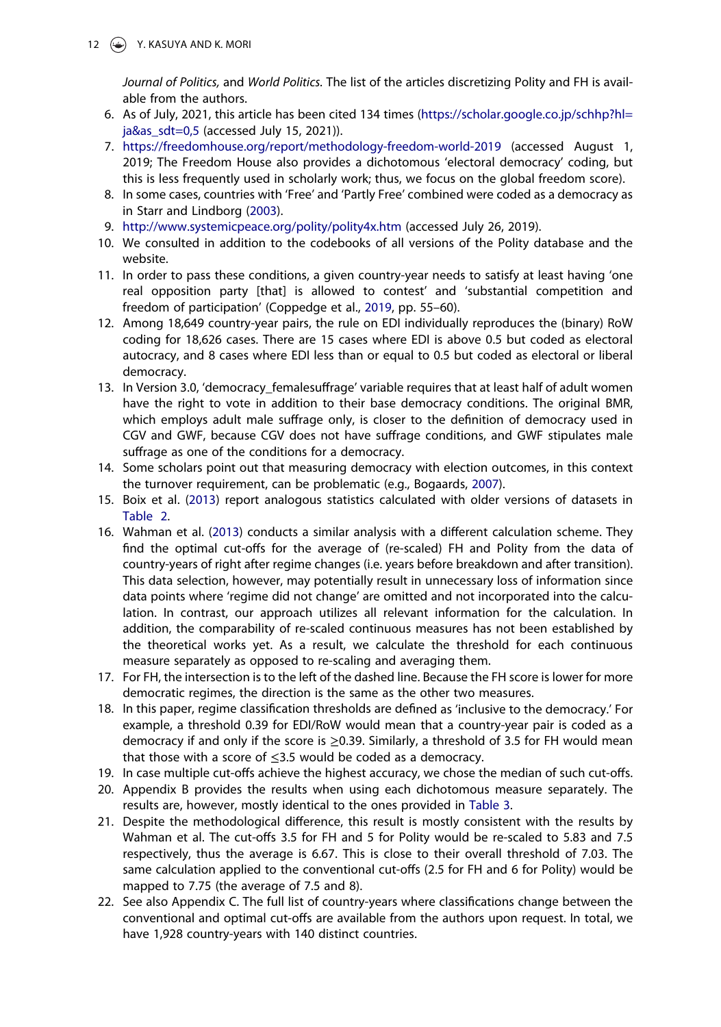*Journal of Politics,* and *World Politics.* The list of the articles discretizing Polity and FH is available from the authors.

6. As of July, 2021, this article has been cited 134 times (https://scholar.google.co.jp/schhp?hl=ja&as_sdt=0,5 (accessed July 15, 2021)).
7. https://freedomhouse.org/report/methodology-freedom-world-2019 (accessed August 1, 2019; The Freedom House also provides a dichotomous 'electoral democracy' coding, but this is less frequently used in scholarly work; thus, we focus on the global freedom score).
8. In some cases, countries with 'Free' and 'Partly Free' combined were coded as a democracy as in Starr and Lindborg (2003).
9. http://www.systemicpeace.org/polity/polity4x.htm (accessed July 26, 2019).
10. We consulted in addition to the codebooks of all versions of the Polity database and the website.
11. In order to pass these conditions, a given country-year needs to satisfy at least having 'one real opposition party [that] is allowed to contest' and 'substantial competition and freedom of participation' (Coppedge et al., 2019, pp. 55–60).
12. Among 18,649 country-year pairs, the rule on EDI individually reproduces the (binary) RoW coding for 18,626 cases. There are 15 cases where EDI is above 0.5 but coded as electoral autocracy, and 8 cases where EDI less than or equal to 0.5 but coded as electoral or liberal democracy.
13. In Version 3.0, 'democracy_femalesuffrage' variable requires that at least half of adult women have the right to vote in addition to their base democracy conditions. The original BMR, which employs adult male suffrage only, is closer to the definition of democracy used in CGV and GWF, because CGV does not have suffrage conditions, and GWF stipulates male suffrage as one of the conditions for a democracy.
14. Some scholars point out that measuring democracy with election outcomes, in this context the turnover requirement, can be problematic (e.g., Bogaards, 2007).
15. Boix et al. (2013) report analogous statistics calculated with older versions of datasets in Table 2.
16. Wahman et al. (2013) conducts a similar analysis with a different calculation scheme. They find the optimal cut-offs for the average of (re-scaled) FH and Polity from the data of country-years of right after regime changes (i.e. years before breakdown and after transition). This data selection, however, may potentially result in unnecessary loss of information since data points where 'regime did not change' are omitted and not incorporated into the calculation. In contrast, our approach utilizes all relevant information for the calculation. In addition, the comparability of re-scaled continuous measures has not been established by the theoretical works yet. As a result, we calculate the threshold for each continuous measure separately as opposed to re-scaling and averaging them.
17. For FH, the intersection is to the left of the dashed line. Because the FH score is lower for more democratic regimes, the direction is the same as the other two measures.
18. In this paper, regime classification thresholds are defined as 'inclusive to the democracy.' For example, a threshold 0.39 for EDI/RoW would mean that a country-year pair is coded as a democracy if and only if the score is $\geq$0.39. Similarly, a threshold of 3.5 for FH would mean that those with a score of $\leq$3.5 would be coded as a democracy.
19. In case multiple cut-offs achieve the highest accuracy, we chose the median of such cut-offs.
20. Appendix B provides the results when using each dichotomous measure separately. The results are, however, mostly identical to the ones provided in Table 3.
21. Despite the methodological difference, this result is mostly consistent with the results by Wahman et al. The cut-offs 3.5 for FH and 5 for Polity would be re-scaled to 5.83 and 7.5 respectively, thus the average is 6.67. This is close to their overall threshold of 7.03. The same calculation applied to the conventional cut-offs (2.5 for FH and 6 for Polity) would be mapped to 7.75 (the average of 7.5 and 8).
22. See also Appendix C. The full list of country-years where classifications change between the conventional and optimal cut-offs are available from the authors upon request. In total, we have 1,928 country-years with 140 distinct countries.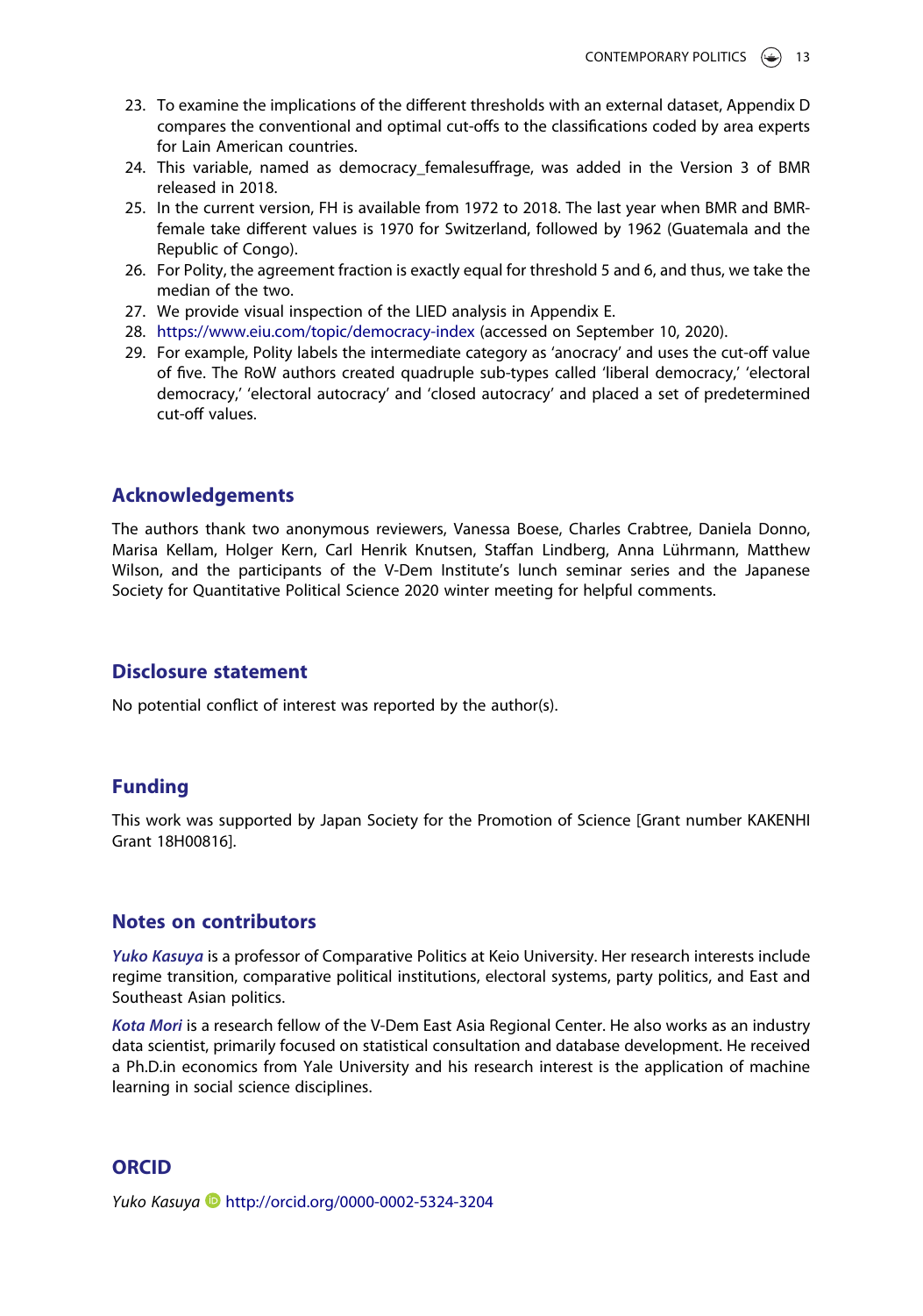23. To examine the implications of the different thresholds with an external dataset, Appendix D compares the conventional and optimal cut-offs to the classifications coded by area experts for Lain American countries.
24. This variable, named as democracy_femalesuffrage, was added in the Version 3 of BMR released in 2018.
25. In the current version, FH is available from 1972 to 2018. The last year when BMR and BMR-female take different values is 1970 for Switzerland, followed by 1962 (Guatemala and the Republic of Congo).
26. For Polity, the agreement fraction is exactly equal for threshold 5 and 6, and thus, we take the median of the two.
27. We provide visual inspection of the LIED analysis in Appendix E.
28. https://www.eiu.com/topic/democracy-index (accessed on September 10, 2020).
29. For example, Polity labels the intermediate category as 'anocracy' and uses the cut-off value of five. The RoW authors created quadruple sub-types called 'liberal democracy,' 'electoral democracy,' 'electoral autocracy' and 'closed autocracy' and placed a set of predetermined cut-off values.

## Acknowledgements

The authors thank two anonymous reviewers, Vanessa Boese, Charles Crabtree, Daniela Donno, Marisa Kellam, Holger Kern, Carl Henrik Knutsen, Staffan Lindberg, Anna Lührmann, Matthew Wilson, and the participants of the V-Dem Institute's lunch seminar series and the Japanese Society for Quantitative Political Science 2020 winter meeting for helpful comments.

## Disclosure statement

No potential conflict of interest was reported by the author(s).

## Funding

This work was supported by Japan Society for the Promotion of Science [Grant number KAKENHI Grant 18H00816].

## Notes on contributors

***Yuko Kasuya*** is a professor of Comparative Politics at Keio University. Her research interests include regime transition, comparative political institutions, electoral systems, party politics, and East and Southeast Asian politics.

***Kota Mori*** is a research fellow of the V-Dem East Asia Regional Center. He also works as an industry data scientist, primarily focused on statistical consultation and database development. He received a Ph.D.in economics from Yale University and his research interest is the application of machine learning in social science disciplines.

## ORCID

*Yuko Kasuya* http://orcid.org/0000-0002-5324-3204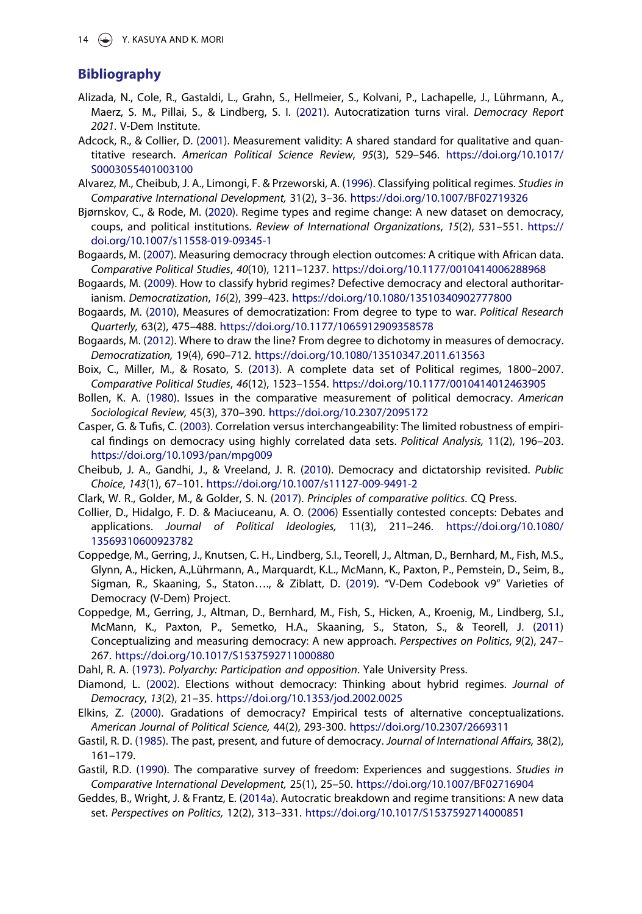## Bibliography

Alizada, N., Cole, R., Gastaldi, L., Grahn, S., Hellmeier, S., Kolvani, P., Lachapelle, J., Lührmann, A., Maerz, S. M., Pillai, S., & Lindberg, S. I. (2021). Autocratization turns viral. *Democracy Report 2021*. V-Dem Institute.

Adcock, R., & Collier, D. (2001). Measurement validity: A shared standard for qualitative and quantitative research. *American Political Science Review*, *95*(3), 529–546. https://doi.org/10.1017/S0003055401003100

Alvarez, M., Cheibub, J. A., Limongi, F. & Przeworski, A. (1996). Classifying political regimes. *Studies in Comparative International Development,* 31(2), 3–36. https://doi.org/10.1007/BF02719326

Bjørnskov, C., & Rode, M. (2020). Regime types and regime change: A new dataset on democracy, coups, and political institutions. *Review of International Organizations*, *15*(2), 531–551. https://doi.org/10.1007/s11558-019-09345-1

Bogaards, M. (2007). Measuring democracy through election outcomes: A critique with African data. *Comparative Political Studies*, *40*(10), 1211–1237. https://doi.org/10.1177/0010414006288968

Bogaards, M. (2009). How to classify hybrid regimes? Defective democracy and electoral authoritarianism. *Democratization*, *16*(2), 399–423. https://doi.org/10.1080/13510340902777800

Bogaards, M. (2010), Measures of democratization: From degree to type to war. *Political Research Quarterly,* 63(2), 475–488. https://doi.org/10.1177/1065912909358578

Bogaards, M. (2012). Where to draw the line? From degree to dichotomy in measures of democracy. *Democratization,* 19(4), 690–712. https://doi.org/10.1080/13510347.2011.613563

Boix, C., Miller, M., & Rosato, S. (2013). A complete data set of Political regimes, 1800–2007. *Comparative Political Studies*, *46*(12), 1523–1554. https://doi.org/10.1177/0010414012463905

Bollen, K. A. (1980). Issues in the comparative measurement of political democracy. *American Sociological Review,* 45(3), 370–390. https://doi.org/10.2307/2095172

Casper, G. & Tufis, C. (2003). Correlation versus interchangeability: The limited robustness of empirical findings on democracy using highly correlated data sets. *Political Analysis,* 11(2), 196–203. https://doi.org/10.1093/pan/mpg009

Cheibub, J. A., Gandhi, J., & Vreeland, J. R. (2010). Democracy and dictatorship revisited. *Public Choice*, *143*(1), 67–101. https://doi.org/10.1007/s11127-009-9491-2

Clark, W. R., Golder, M., & Golder, S. N. (2017). *Principles of comparative politics*. CQ Press.

Collier, D., Hidalgo, F. D. & Maciuceanu, A. O. (2006) Essentially contested concepts: Debates and applications. *Journal of Political Ideologies,* 11(3), 211–246. https://doi.org/10.1080/13569310600923782

Coppedge, M., Gerring, J., Knutsen, C. H., Lindberg, S.I., Teorell, J., Altman, D., Bernhard, M., Fish, M.S., Glynn, A., Hicken, A.,Lührmann, A., Marquardt, K.L., McMann, K., Paxton, P., Pemstein, D., Seim, B., Sigman, R., Skaaning, S., Staton…., & Ziblatt, D. (2019). "V-Dem Codebook v9" Varieties of Democracy (V-Dem) Project.

Coppedge, M., Gerring, J., Altman, D., Bernhard, M., Fish, S., Hicken, A., Kroenig, M., Lindberg, S.I., McMann, K., Paxton, P., Semetko, H.A., Skaaning, S., Staton, S., & Teorell, J. (2011) Conceptualizing and measuring democracy: A new approach. *Perspectives on Politics*, *9*(2), 247–267. https://doi.org/10.1017/S1537592711000880

Dahl, R. A. (1973). *Polyarchy: Participation and opposition*. Yale University Press.

Diamond, L. (2002). Elections without democracy: Thinking about hybrid regimes. *Journal of Democracy*, *13*(2), 21–35. https://doi.org/10.1353/jod.2002.0025

Elkins, Z. (2000). Gradations of democracy? Empirical tests of alternative conceptualizations. *American Journal of Political Science,* 44(2), 293-300. https://doi.org/10.2307/2669311

Gastil, R. D. (1985). The past, present, and future of democracy. *Journal of International Affairs,* 38(2), 161–179.

Gastil, R.D. (1990). The comparative survey of freedom: Experiences and suggestions. *Studies in Comparative International Development,* 25(1), 25–50. https://doi.org/10.1007/BF02716904

Geddes, B., Wright, J. & Frantz, E. (2014a). Autocratic breakdown and regime transitions: A new data set. *Perspectives on Politics,* 12(2), 313–331. https://doi.org/10.1017/S1537592714000851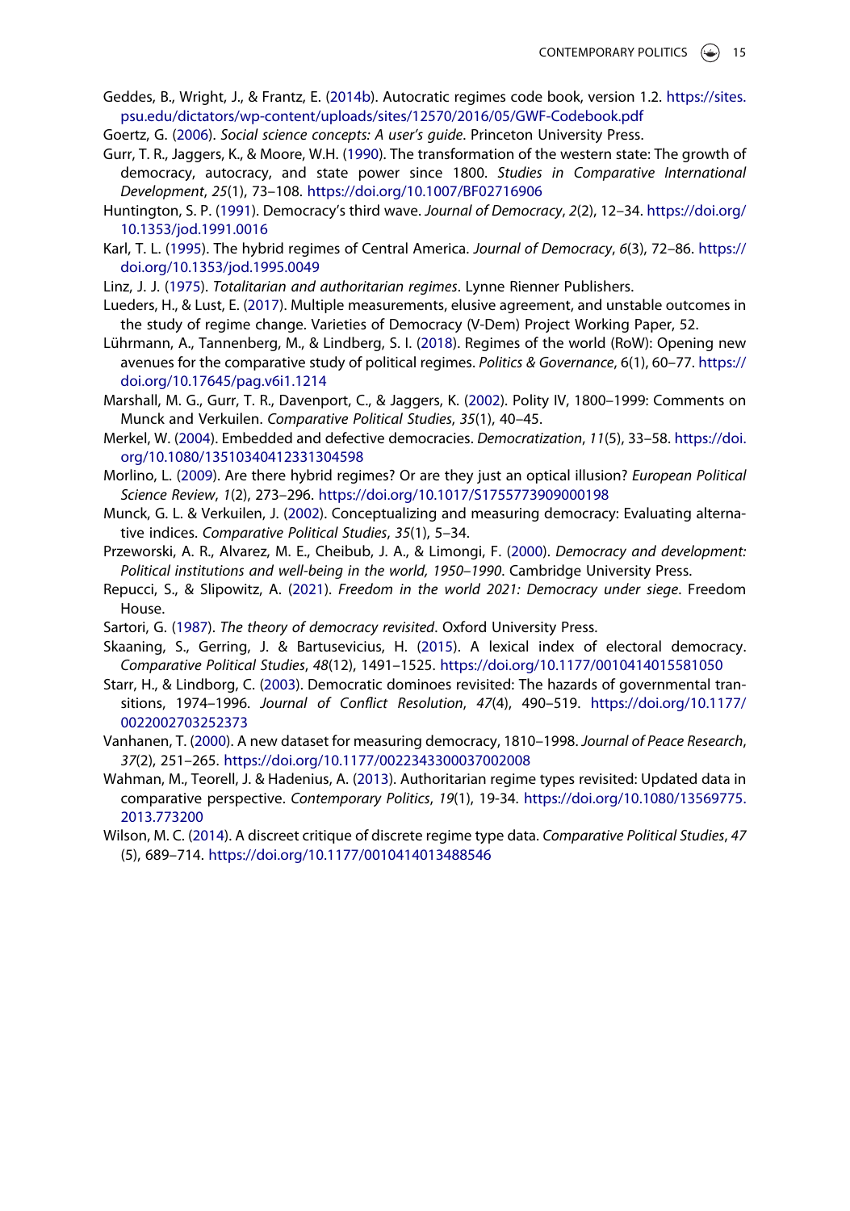Geddes, B., Wright, J., & Frantz, E. (2014b). Autocratic regimes code book, version 1.2. https://sites.psu.edu/dictators/wp-content/uploads/sites/12570/2016/05/GWF-Codebook.pdf

Goertz, G. (2006). *Social science concepts: A user's guide*. Princeton University Press.

Gurr, T. R., Jaggers, K., & Moore, W.H. (1990). The transformation of the western state: The growth of democracy, autocracy, and state power since 1800. *Studies in Comparative International Development*, *25*(1), 73–108. https://doi.org/10.1007/BF02716906

Huntington, S. P. (1991). Democracy's third wave. *Journal of Democracy*, *2*(2), 12–34. https://doi.org/10.1353/jod.1991.0016

Karl, T. L. (1995). The hybrid regimes of Central America. *Journal of Democracy*, *6*(3), 72–86. https://doi.org/10.1353/jod.1995.0049

Linz, J. J. (1975). *Totalitarian and authoritarian regimes*. Lynne Rienner Publishers.

Lueders, H., & Lust, E. (2017). Multiple measurements, elusive agreement, and unstable outcomes in the study of regime change. Varieties of Democracy (V-Dem) Project Working Paper, 52.

Lührmann, A., Tannenberg, M., & Lindberg, S. I. (2018). Regimes of the world (RoW): Opening new avenues for the comparative study of political regimes. *Politics & Governance*, 6(1), 60–77. https://doi.org/10.17645/pag.v6i1.1214

Marshall, M. G., Gurr, T. R., Davenport, C., & Jaggers, K. (2002). Polity IV, 1800–1999: Comments on Munck and Verkuilen. *Comparative Political Studies*, *35*(1), 40–45.

Merkel, W. (2004). Embedded and defective democracies. *Democratization*, *11*(5), 33–58. https://doi.org/10.1080/13510340412331304598

Morlino, L. (2009). Are there hybrid regimes? Or are they just an optical illusion? *European Political Science Review*, *1*(2), 273–296. https://doi.org/10.1017/S1755773909000198

Munck, G. L. & Verkuilen, J. (2002). Conceptualizing and measuring democracy: Evaluating alternative indices. *Comparative Political Studies*, *35*(1), 5–34.

Przeworski, A. R., Alvarez, M. E., Cheibub, J. A., & Limongi, F. (2000). *Democracy and development: Political institutions and well-being in the world, 1950–1990*. Cambridge University Press.

Repucci, S., & Slipowitz, A. (2021). *Freedom in the world 2021: Democracy under siege*. Freedom House.

Sartori, G. (1987). *The theory of democracy revisited*. Oxford University Press.

Skaaning, S., Gerring, J. & Bartusevicius, H. (2015). A lexical index of electoral democracy. *Comparative Political Studies*, *48*(12), 1491–1525. https://doi.org/10.1177/0010414015581050

Starr, H., & Lindborg, C. (2003). Democratic dominoes revisited: The hazards of governmental transitions, 1974–1996. *Journal of Conflict Resolution*, *47*(4), 490–519. https://doi.org/10.1177/0022002703252373

Vanhanen, T. (2000). A new dataset for measuring democracy, 1810–1998. *Journal of Peace Research*, *37*(2), 251–265. https://doi.org/10.1177/0022343300037002008

Wahman, M., Teorell, J. & Hadenius, A. (2013). Authoritarian regime types revisited: Updated data in comparative perspective. *Contemporary Politics*, *19*(1), 19-34. https://doi.org/10.1080/13569775.2013.773200

Wilson, M. C. (2014). A discreet critique of discrete regime type data. *Comparative Political Studies*, *47* (5), 689–714. https://doi.org/10.1177/0010414013488546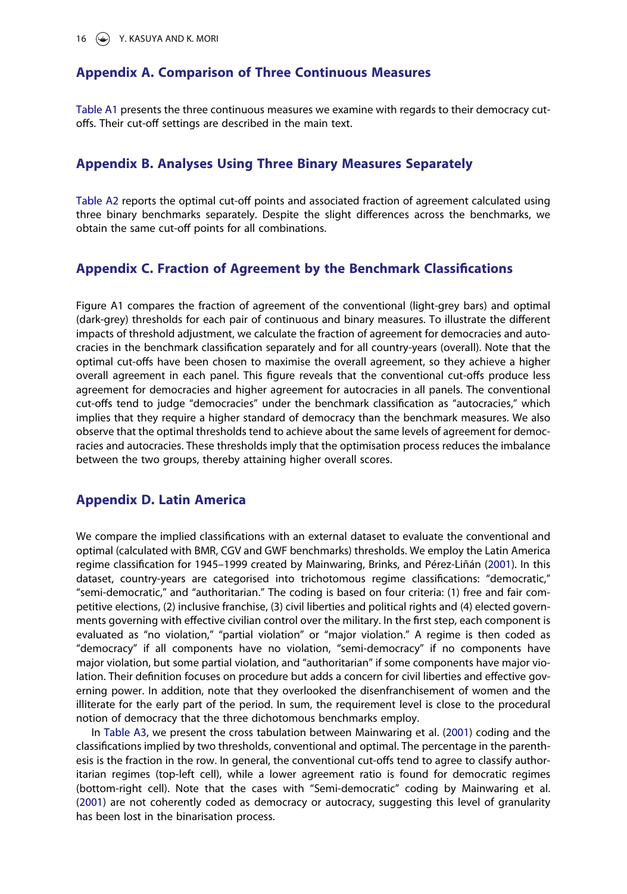## Appendix A. Comparison of Three Continuous Measures

Table A1 presents the three continuous measures we examine with regards to their democracy cut-offs. Their cut-off settings are described in the main text.

## Appendix B. Analyses Using Three Binary Measures Separately

Table A2 reports the optimal cut-off points and associated fraction of agreement calculated using three binary benchmarks separately. Despite the slight differences across the benchmarks, we obtain the same cut-off points for all combinations.

## Appendix C. Fraction of Agreement by the Benchmark Classifications

Figure A1 compares the fraction of agreement of the conventional (light-grey bars) and optimal (dark-grey) thresholds for each pair of continuous and binary measures. To illustrate the different impacts of threshold adjustment, we calculate the fraction of agreement for democracies and autocracies in the benchmark classification separately and for all country-years (overall). Note that the optimal cut-offs have been chosen to maximise the overall agreement, so they achieve a higher overall agreement in each panel. This figure reveals that the conventional cut-offs produce less agreement for democracies and higher agreement for autocracies in all panels. The conventional cut-offs tend to judge "democracies" under the benchmark classification as "autocracies," which implies that they require a higher standard of democracy than the benchmark measures. We also observe that the optimal thresholds tend to achieve about the same levels of agreement for democracies and autocracies. These thresholds imply that the optimisation process reduces the imbalance between the two groups, thereby attaining higher overall scores.

## Appendix D. Latin America

We compare the implied classifications with an external dataset to evaluate the conventional and optimal (calculated with BMR, CGV and GWF benchmarks) thresholds. We employ the Latin America regime classification for 1945–1999 created by Mainwaring, Brinks, and Pérez-Liñán (2001). In this dataset, country-years are categorised into trichotomous regime classifications: "democratic," "semi-democratic," and "authoritarian." The coding is based on four criteria: (1) free and fair competitive elections, (2) inclusive franchise, (3) civil liberties and political rights and (4) elected governments governing with effective civilian control over the military. In the first step, each component is evaluated as "no violation," "partial violation" or "major violation." A regime is then coded as "democracy" if all components have no violation, "semi-democracy" if no components have major violation, but some partial violation, and "authoritarian" if some components have major violation. Their definition focuses on procedure but adds a concern for civil liberties and effective governing power. In addition, note that they overlooked the disenfranchisement of women and the illiterate for the early part of the period. In sum, the requirement level is close to the procedural notion of democracy that the three dichotomous benchmarks employ.

In Table A3, we present the cross tabulation between Mainwaring et al. (2001) coding and the classifications implied by two thresholds, conventional and optimal. The percentage in the parenthesis is the fraction in the row. In general, the conventional cut-offs tend to agree to classify authoritarian regimes (top-left cell), while a lower agreement ratio is found for democratic regimes (bottom-right cell). Note that the cases with "Semi-democratic" coding by Mainwaring et al. (2001) are not coherently coded as democracy or autocracy, suggesting this level of granularity has been lost in the binarisation process.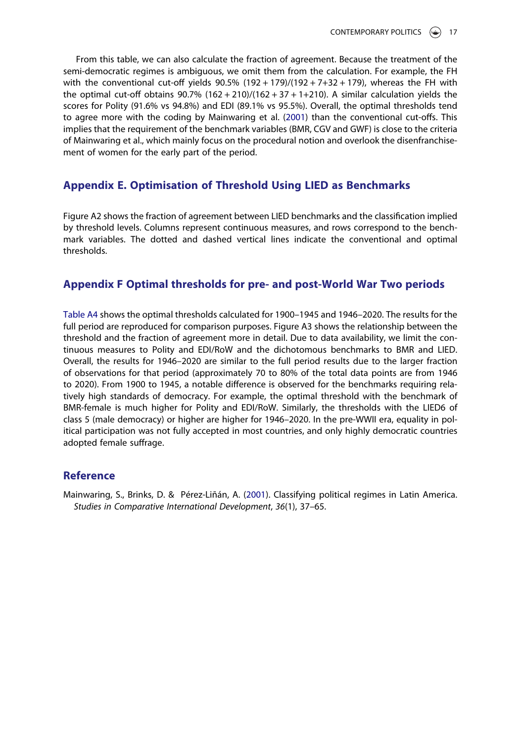From this table, we can also calculate the fraction of agreement. Because the treatment of the semi-democratic regimes is ambiguous, we omit them from the calculation. For example, the FH with the conventional cut-off yields 90.5% (192 + 179)/(192 + 7+32 + 179), whereas the FH with the optimal cut-off obtains 90.7% (162 + 210)/(162 + 37 + 1+210). A similar calculation yields the scores for Polity (91.6% vs 94.8%) and EDI (89.1% vs 95.5%). Overall, the optimal thresholds tend to agree more with the coding by Mainwaring et al. (2001) than the conventional cut-offs. This implies that the requirement of the benchmark variables (BMR, CGV and GWF) is close to the criteria of Mainwaring et al., which mainly focus on the procedural notion and overlook the disenfranchisement of women for the early part of the period.

## Appendix E. Optimisation of Threshold Using LIED as Benchmarks

Figure A2 shows the fraction of agreement between LIED benchmarks and the classification implied by threshold levels. Columns represent continuous measures, and rows correspond to the benchmark variables. The dotted and dashed vertical lines indicate the conventional and optimal thresholds.

## Appendix F Optimal thresholds for pre- and post-World War Two periods

Table A4 shows the optimal thresholds calculated for 1900–1945 and 1946–2020. The results for the full period are reproduced for comparison purposes. Figure A3 shows the relationship between the threshold and the fraction of agreement more in detail. Due to data availability, we limit the continuous measures to Polity and EDI/RoW and the dichotomous benchmarks to BMR and LIED. Overall, the results for 1946–2020 are similar to the full period results due to the larger fraction of observations for that period (approximately 70 to 80% of the total data points are from 1946 to 2020). From 1900 to 1945, a notable difference is observed for the benchmarks requiring relatively high standards of democracy. For example, the optimal threshold with the benchmark of BMR-female is much higher for Polity and EDI/RoW. Similarly, the thresholds with the LIED6 of class 5 (male democracy) or higher are higher for 1946–2020. In the pre-WWII era, equality in political participation was not fully accepted in most countries, and only highly democratic countries adopted female suffrage.

## Reference

Mainwaring, S., Brinks, D. & Pérez-Liñán, A. (2001). Classifying political regimes in Latin America. *Studies in Comparative International Development*, *36*(1), 37–65.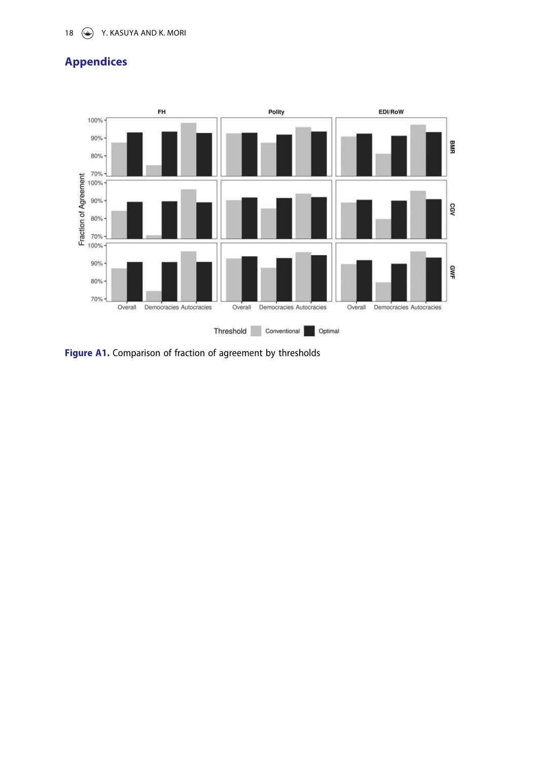## Appendices

**Figure A1.** Comparison of fraction of agreement by thresholds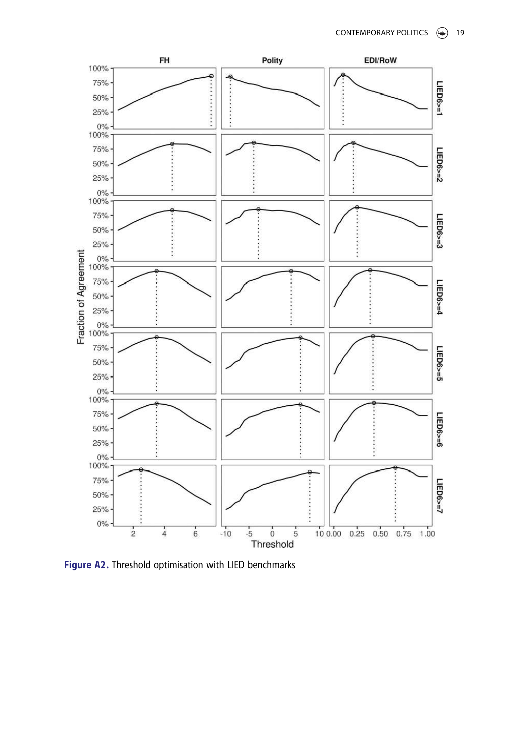Figure A2. Threshold optimisation with LIED benchmarks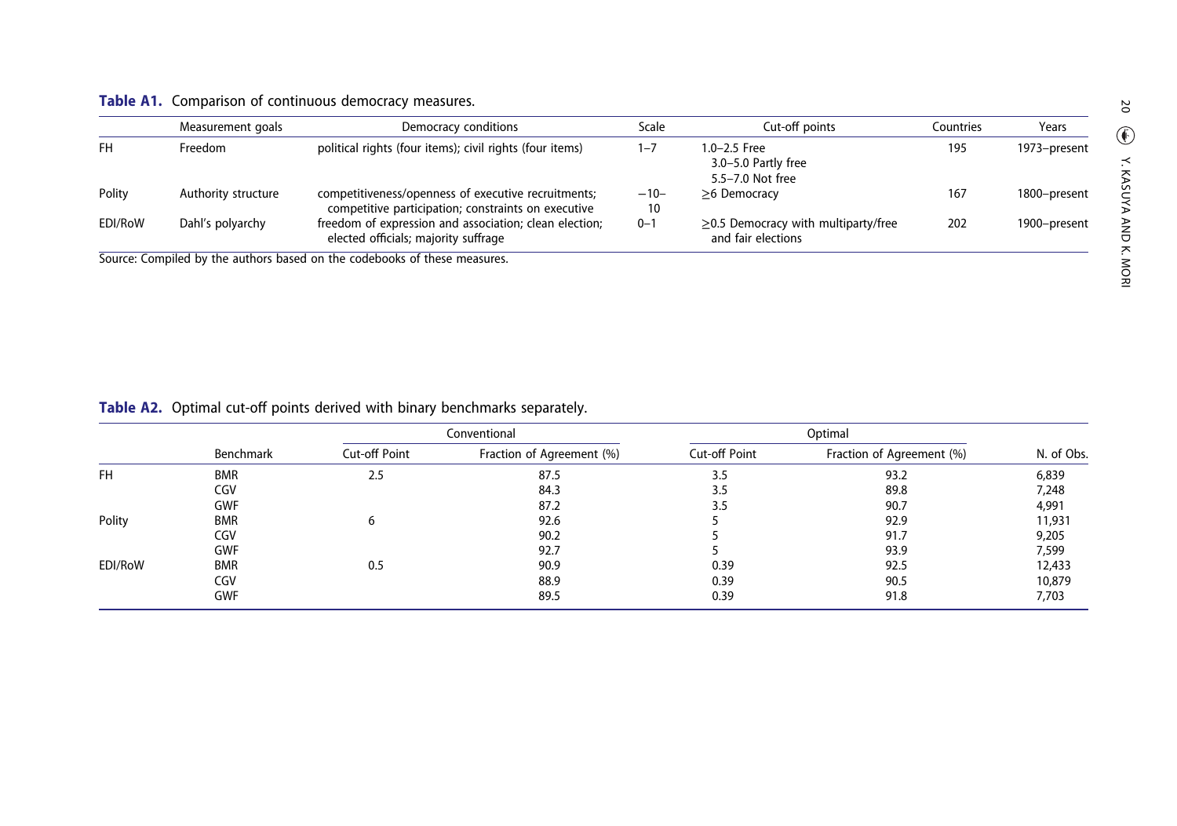**Table A1.** Comparison of continuous democracy measures.

| | Measurement goals | Democracy conditions | Scale | Cut-off points | Countries | Years |
|---|---|---|---|---|---|---|
| FH | Freedom | political rights (four items); civil rights (four items) | 1–7 | 1.0–2.5 Free<br>3.0–5.0 Partly free<br>5.5–7.0 Not free | 195 | 1973–present |
| Polity | Authority structure | competitiveness/openness of executive recruitments; competitive participation; constraints on executive | −10–10 | ≥6 Democracy | 167 | 1800–present |
| EDI/RoW | Dahl's polyarchy | freedom of expression and association; clean election; elected officials; majority suffrage | 0–1 | ≥0.5 Democracy with multiparty/free and fair elections | 202 | 1900–present |

Source: Compiled by the authors based on the codebooks of these measures.

**Table A2.** Optimal cut-off points derived with binary benchmarks separately.

| | | Conventional | | Optimal | | |
|---|---|---|---|---|---|---|
| | Benchmark | Cut-off Point | Fraction of Agreement (%) | Cut-off Point | Fraction of Agreement (%) | N. of Obs. |
| FH | BMR | 2.5 | 87.5 | 3.5 | 93.2 | 6,839 |
| | CGV | | 84.3 | 3.5 | 89.8 | 7,248 |
| | GWF | | 87.2 | 3.5 | 90.7 | 4,991 |
| Polity | BMR | 6 | 92.6 | 5 | 92.9 | 11,931 |
| | CGV | | 90.2 | 5 | 91.7 | 9,205 |
| | GWF | | 92.7 | 5 | 93.9 | 7,599 |
| EDI/RoW | BMR | 0.5 | 90.9 | 0.39 | 92.5 | 12,433 |
| | CGV | | 88.9 | 0.39 | 90.5 | 10,879 |
| | GWF | | 89.5 | 0.39 | 91.8 | 7,703 |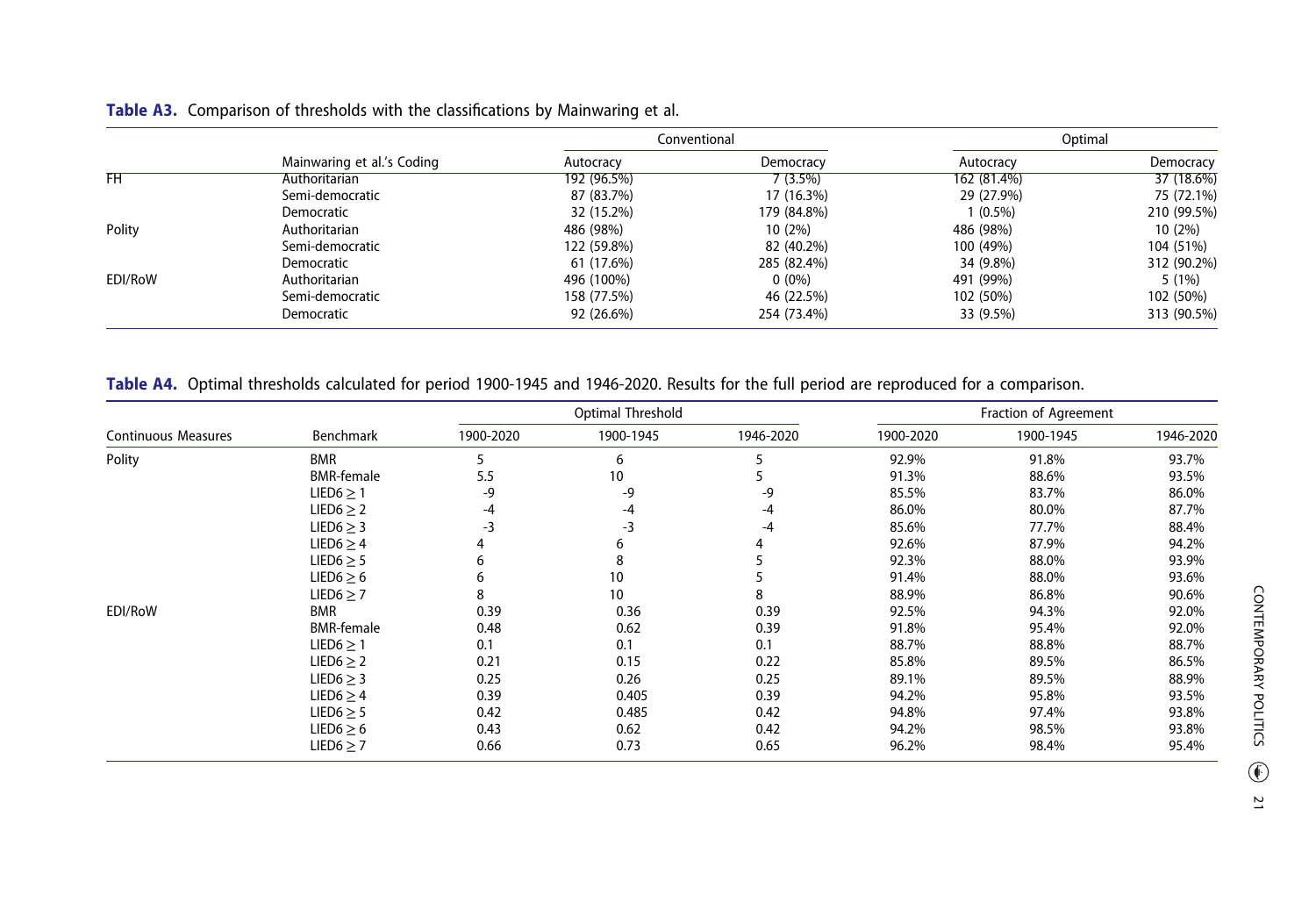**Table A3.** Comparison of thresholds with the classifications by Mainwaring et al.

| | | Conventional | | Optimal | |
|---|---|---|---|---|---|
| | Mainwaring et al.'s Coding | Autocracy | Democracy | Autocracy | Democracy |
| FH | Authoritarian | 192 (96.5%) | 7 (3.5%) | 162 (81.4%) | 37 (18.6%) |
| | Semi-democratic | 87 (83.7%) | 17 (16.3%) | 29 (27.9%) | 75 (72.1%) |
| | Democratic | 32 (15.2%) | 179 (84.8%) | 1 (0.5%) | 210 (99.5%) |
| Polity | Authoritarian | 486 (98%) | 10 (2%) | 486 (98%) | 10 (2%) |
| | Semi-democratic | 122 (59.8%) | 82 (40.2%) | 100 (49%) | 104 (51%) |
| | Democratic | 61 (17.6%) | 285 (82.4%) | 34 (9.8%) | 312 (90.2%) |
| EDI/RoW | Authoritarian | 496 (100%) | 0 (0%) | 491 (99%) | 5 (1%) |
| | Semi-democratic | 158 (77.5%) | 46 (22.5%) | 102 (50%) | 102 (50%) |
| | Democratic | 92 (26.6%) | 254 (73.4%) | 33 (9.5%) | 313 (90.5%) |

**Table A4.** Optimal thresholds calculated for period 1900-1945 and 1946-2020. Results for the full period are reproduced for a comparison.

| | | Optimal Threshold | | | Fraction of Agreement | | |
|---|---|---|---|---|---|---|---|
| Continuous Measures | Benchmark | 1900-2020 | 1900-1945 | 1946-2020 | 1900-2020 | 1900-1945 | 1946-2020 |
| Polity | BMR | 5 | 6 | 5 | 92.9% | 91.8% | 93.7% |
| | BMR-female | 5.5 | 10 | 5 | 91.3% | 88.6% | 93.5% |
| | LIED6 $\geq$ 1 | -9 | -9 | -9 | 85.5% | 83.7% | 86.0% |
| | LIED6 $\geq$ 2 | -4 | -4 | -4 | 86.0% | 80.0% | 87.7% |
| | LIED6 $\geq$ 3 | -3 | -3 | -4 | 85.6% | 77.7% | 88.4% |
| | LIED6 $\geq$ 4 | 4 | 6 | 4 | 92.6% | 87.9% | 94.2% |
| | LIED6 $\geq$ 5 | 6 | 8 | 5 | 92.3% | 88.0% | 93.9% |
| | LIED6 $\geq$ 6 | 6 | 10 | 5 | 91.4% | 88.0% | 93.6% |
| | LIED6 $\geq$ 7 | 8 | 10 | 8 | 88.9% | 86.8% | 90.6% |
| EDI/RoW | BMR | 0.39 | 0.36 | 0.39 | 92.5% | 94.3% | 92.0% |
| | BMR-female | 0.48 | 0.62 | 0.39 | 91.8% | 95.4% | 92.0% |
| | LIED6 $\geq$ 1 | 0.1 | 0.1 | 0.1 | 88.7% | 88.8% | 88.7% |
| | LIED6 $\geq$ 2 | 0.21 | 0.15 | 0.22 | 85.8% | 89.5% | 86.5% |
| | LIED6 $\geq$ 3 | 0.25 | 0.26 | 0.25 | 89.1% | 89.5% | 88.9% |
| | LIED6 $\geq$ 4 | 0.39 | 0.405 | 0.39 | 94.2% | 95.8% | 93.5% |
| | LIED6 $\geq$ 5 | 0.42 | 0.485 | 0.42 | 94.8% | 97.4% | 93.8% |
| | LIED6 $\geq$ 6 | 0.43 | 0.62 | 0.42 | 94.2% | 98.5% | 93.8% |
| | LIED6 $\geq$ 7 | 0.66 | 0.73 | 0.65 | 96.2% | 98.4% | 95.4% |